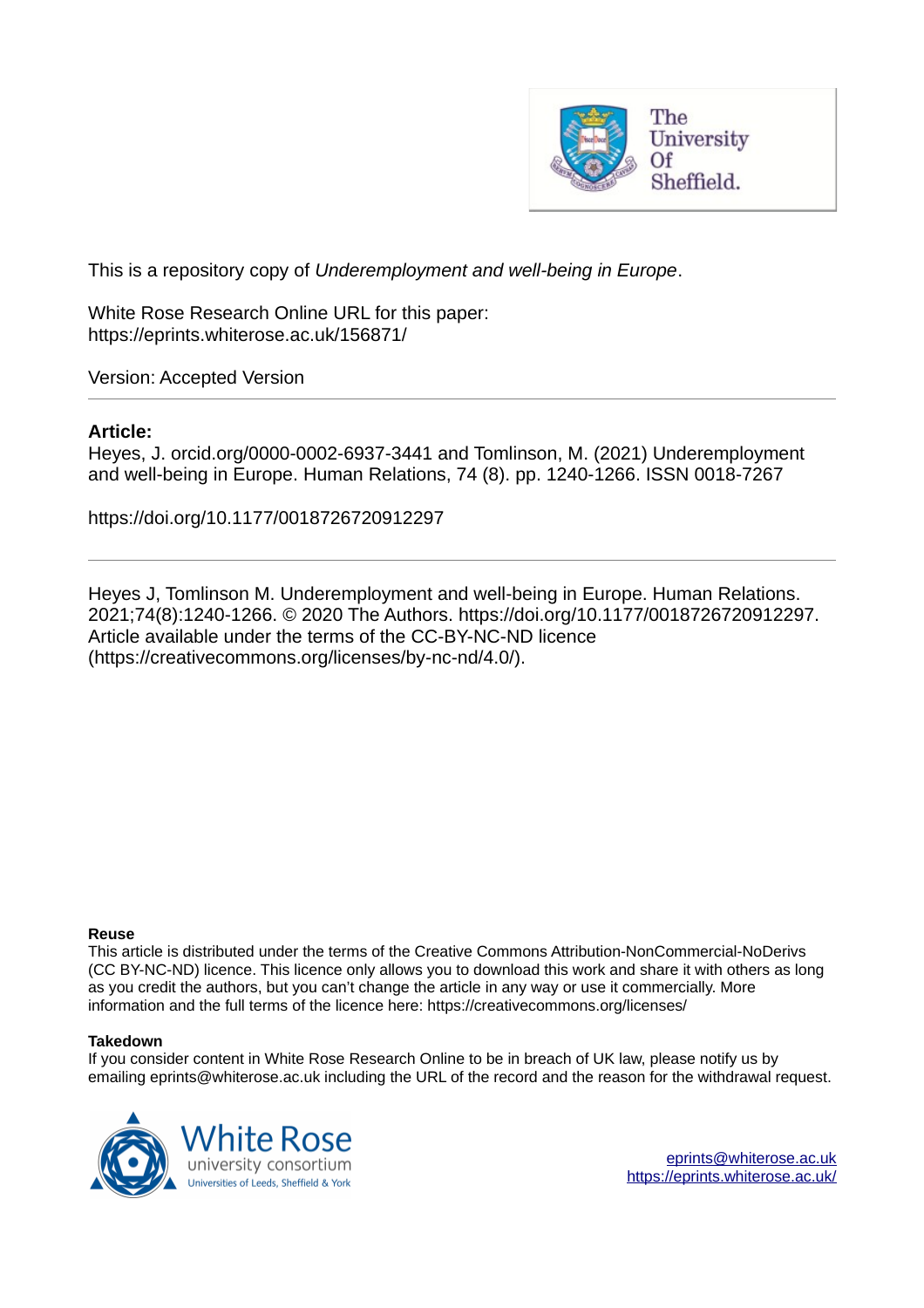This is a repository copy of *Underemployment and well-being in Europe*.

White Rose Research Online URL for this paper:
https://eprints.whiterose.ac.uk/156871/

Version: Accepted Version

---

**Article:**

Heyes, J. orcid.org/0000-0002-6937-3441 and Tomlinson, M. (2021) Underemployment and well-being in Europe. Human Relations, 74 (8). pp. 1240-1266. ISSN 0018-7267

https://doi.org/10.1177/0018726720912297

---

Heyes J, Tomlinson M. Underemployment and well-being in Europe. Human Relations. 2021;74(8):1240-1266. © 2020 The Authors. https://doi.org/10.1177/0018726720912297. Article available under the terms of the CC-BY-NC-ND licence (https://creativecommons.org/licenses/by-nc-nd/4.0/).

**Reuse**

This article is distributed under the terms of the Creative Commons Attribution-NonCommercial-NoDerivs (CC BY-NC-ND) licence. This licence only allows you to download this work and share it with others as long as you credit the authors, but you can't change the article in any way or use it commercially. More information and the full terms of the licence here: https://creativecommons.org/licenses/

**Takedown**

If you consider content in White Rose Research Online to be in breach of UK law, please notify us by emailing eprints@whiterose.ac.uk including the URL of the record and the reason for the withdrawal request.

eprints@whiterose.ac.uk
https://eprints.whiterose.ac.uk/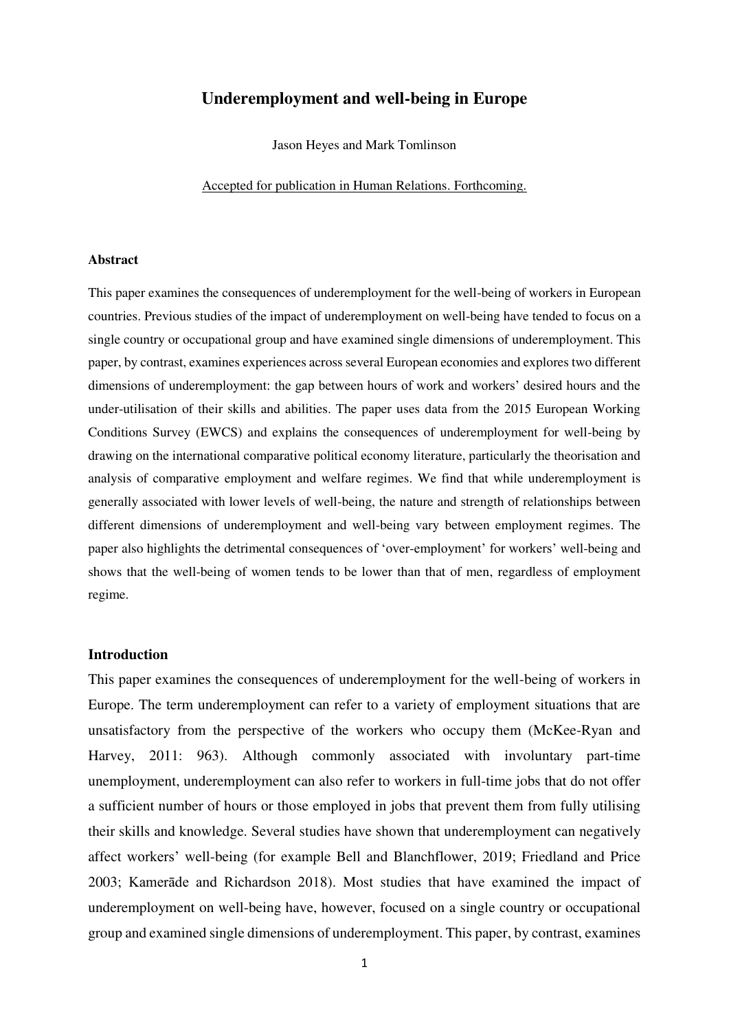# Underemployment and well-being in Europe

Jason Heyes and Mark Tomlinson

Accepted for publication in Human Relations. Forthcoming.

### Abstract

This paper examines the consequences of underemployment for the well-being of workers in European countries. Previous studies of the impact of underemployment on well-being have tended to focus on a single country or occupational group and have examined single dimensions of underemployment. This paper, by contrast, examines experiences across several European economies and explores two different dimensions of underemployment: the gap between hours of work and workers' desired hours and the under-utilisation of their skills and abilities. The paper uses data from the 2015 European Working Conditions Survey (EWCS) and explains the consequences of underemployment for well-being by drawing on the international comparative political economy literature, particularly the theorisation and analysis of comparative employment and welfare regimes. We find that while underemployment is generally associated with lower levels of well-being, the nature and strength of relationships between different dimensions of underemployment and well-being vary between employment regimes. The paper also highlights the detrimental consequences of 'over-employment' for workers' well-being and shows that the well-being of women tends to be lower than that of men, regardless of employment regime.

## Introduction

This paper examines the consequences of underemployment for the well-being of workers in Europe. The term underemployment can refer to a variety of employment situations that are unsatisfactory from the perspective of the workers who occupy them (McKee-Ryan and Harvey, 2011: 963). Although commonly associated with involuntary part-time unemployment, underemployment can also refer to workers in full-time jobs that do not offer a sufficient number of hours or those employed in jobs that prevent them from fully utilising their skills and knowledge. Several studies have shown that underemployment can negatively affect workers' well-being (for example Bell and Blanchflower, 2019; Friedland and Price 2003; Kamerāde and Richardson 2018). Most studies that have examined the impact of underemployment on well-being have, however, focused on a single country or occupational group and examined single dimensions of underemployment. This paper, by contrast, examines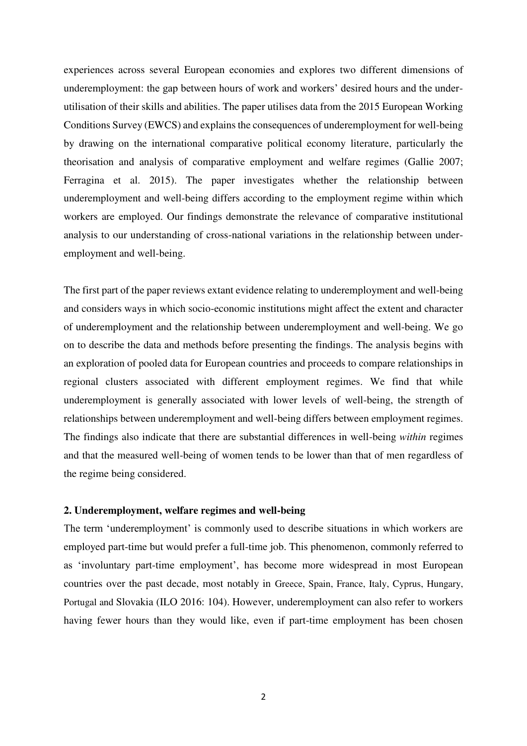experiences across several European economies and explores two different dimensions of underemployment: the gap between hours of work and workers' desired hours and the under-utilisation of their skills and abilities. The paper utilises data from the 2015 European Working Conditions Survey (EWCS) and explains the consequences of underemployment for well-being by drawing on the international comparative political economy literature, particularly the theorisation and analysis of comparative employment and welfare regimes (Gallie 2007; Ferragina et al. 2015). The paper investigates whether the relationship between underemployment and well-being differs according to the employment regime within which workers are employed. Our findings demonstrate the relevance of comparative institutional analysis to our understanding of cross-national variations in the relationship between under-employment and well-being.

The first part of the paper reviews extant evidence relating to underemployment and well-being and considers ways in which socio-economic institutions might affect the extent and character of underemployment and the relationship between underemployment and well-being. We go on to describe the data and methods before presenting the findings. The analysis begins with an exploration of pooled data for European countries and proceeds to compare relationships in regional clusters associated with different employment regimes. We find that while underemployment is generally associated with lower levels of well-being, the strength of relationships between underemployment and well-being differs between employment regimes. The findings also indicate that there are substantial differences in well-being *within* regimes and that the measured well-being of women tends to be lower than that of men regardless of the regime being considered.

## 2. Underemployment, welfare regimes and well-being

The term 'underemployment' is commonly used to describe situations in which workers are employed part-time but would prefer a full-time job. This phenomenon, commonly referred to as 'involuntary part-time employment', has become more widespread in most European countries over the past decade, most notably in Greece, Spain, France, Italy, Cyprus, Hungary, Portugal and Slovakia (ILO 2016: 104). However, underemployment can also refer to workers having fewer hours than they would like, even if part-time employment has been chosen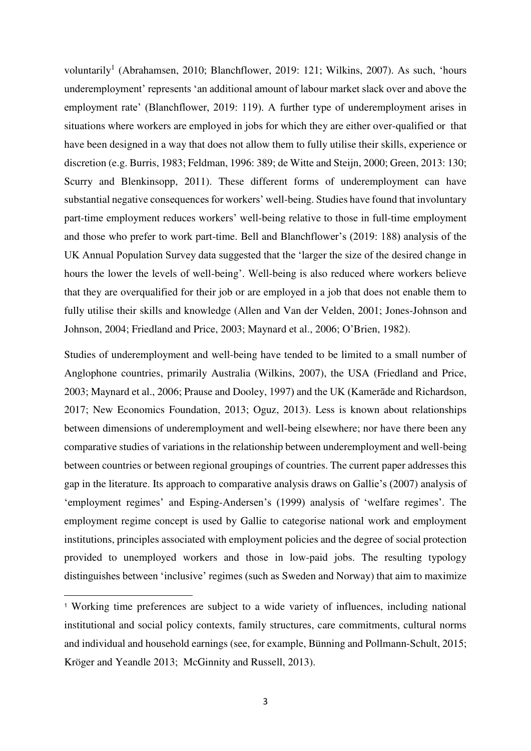voluntarily[1] (Abrahamsen, 2010; Blanchflower, 2019: 121; Wilkins, 2007). As such, 'hours underemployment' represents 'an additional amount of labour market slack over and above the employment rate' (Blanchflower, 2019: 119). A further type of underemployment arises in situations where workers are employed in jobs for which they are either over-qualified or that have been designed in a way that does not allow them to fully utilise their skills, experience or discretion (e.g. Burris, 1983; Feldman, 1996: 389; de Witte and Steijn, 2000; Green, 2013: 130; Scurry and Blenkinsopp, 2011). These different forms of underemployment can have substantial negative consequences for workers' well-being. Studies have found that involuntary part-time employment reduces workers' well-being relative to those in full-time employment and those who prefer to work part-time. Bell and Blanchflower's (2019: 188) analysis of the UK Annual Population Survey data suggested that the 'larger the size of the desired change in hours the lower the levels of well-being'. Well-being is also reduced where workers believe that they are overqualified for their job or are employed in a job that does not enable them to fully utilise their skills and knowledge (Allen and Van der Velden, 2001; Jones-Johnson and Johnson, 2004; Friedland and Price, 2003; Maynard et al., 2006; O'Brien, 1982).

Studies of underemployment and well-being have tended to be limited to a small number of Anglophone countries, primarily Australia (Wilkins, 2007), the USA (Friedland and Price, 2003; Maynard et al., 2006; Prause and Dooley, 1997) and the UK (Kamerāde and Richardson, 2017; New Economics Foundation, 2013; Oguz, 2013). Less is known about relationships between dimensions of underemployment and well-being elsewhere; nor have there been any comparative studies of variations in the relationship between underemployment and well-being between countries or between regional groupings of countries. The current paper addresses this gap in the literature. Its approach to comparative analysis draws on Gallie's (2007) analysis of 'employment regimes' and Esping-Andersen's (1999) analysis of 'welfare regimes'. The employment regime concept is used by Gallie to categorise national work and employment institutions, principles associated with employment policies and the degree of social protection provided to unemployed workers and those in low-paid jobs. The resulting typology distinguishes between 'inclusive' regimes (such as Sweden and Norway) that aim to maximize

[1] Working time preferences are subject to a wide variety of influences, including national institutional and social policy contexts, family structures, care commitments, cultural norms and individual and household earnings (see, for example, Bünning and Pollmann-Schult, 2015; Kröger and Yeandle 2013; McGinnity and Russell, 2013).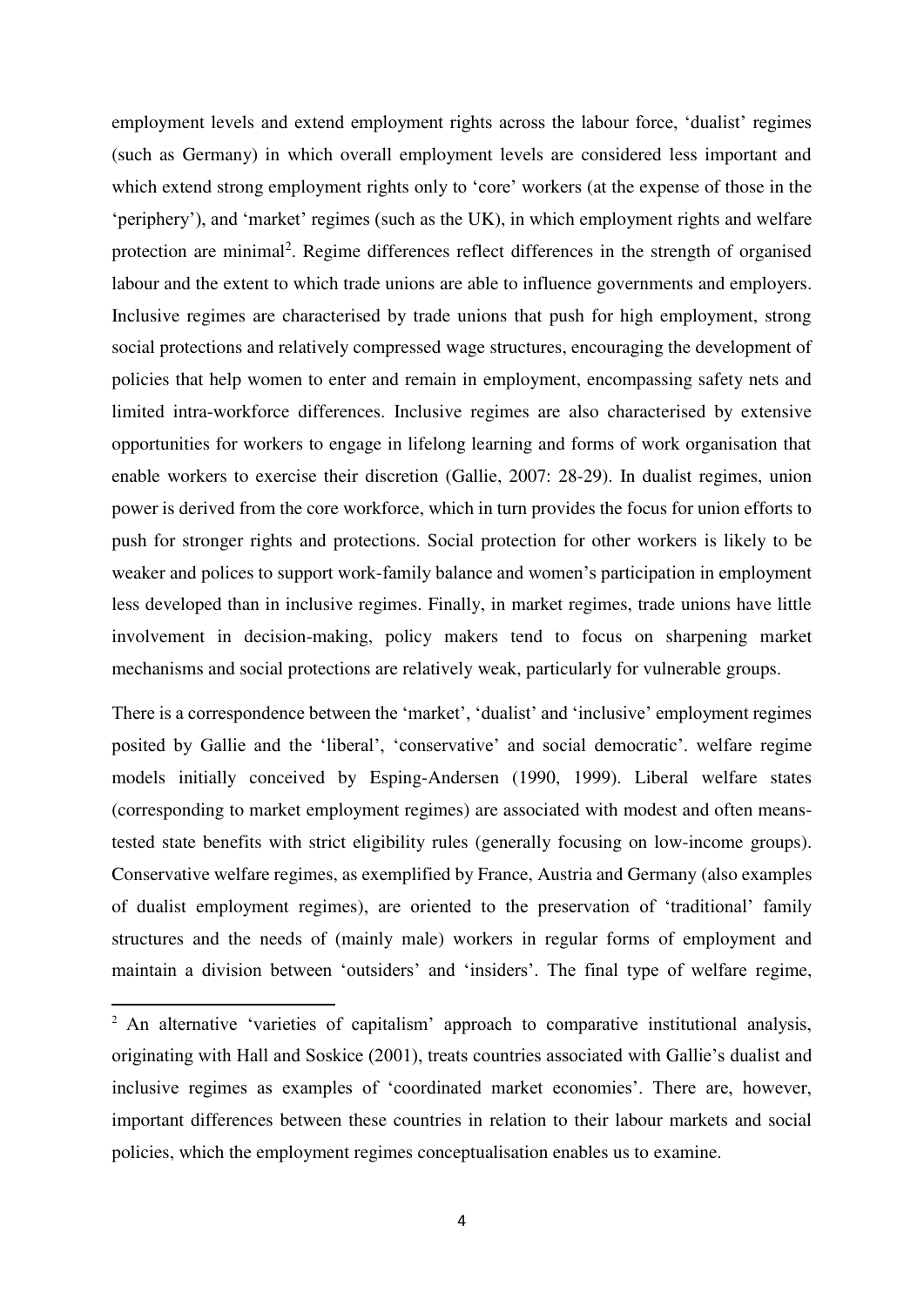employment levels and extend employment rights across the labour force, 'dualist' regimes (such as Germany) in which overall employment levels are considered less important and which extend strong employment rights only to 'core' workers (at the expense of those in the 'periphery'), and 'market' regimes (such as the UK), in which employment rights and welfare protection are minimal[2]. Regime differences reflect differences in the strength of organised labour and the extent to which trade unions are able to influence governments and employers. Inclusive regimes are characterised by trade unions that push for high employment, strong social protections and relatively compressed wage structures, encouraging the development of policies that help women to enter and remain in employment, encompassing safety nets and limited intra-workforce differences. Inclusive regimes are also characterised by extensive opportunities for workers to engage in lifelong learning and forms of work organisation that enable workers to exercise their discretion (Gallie, 2007: 28-29). In dualist regimes, union power is derived from the core workforce, which in turn provides the focus for union efforts to push for stronger rights and protections. Social protection for other workers is likely to be weaker and polices to support work-family balance and women's participation in employment less developed than in inclusive regimes. Finally, in market regimes, trade unions have little involvement in decision-making, policy makers tend to focus on sharpening market mechanisms and social protections are relatively weak, particularly for vulnerable groups.

There is a correspondence between the 'market', 'dualist' and 'inclusive' employment regimes posited by Gallie and the 'liberal', 'conservative' and social democratic'. welfare regime models initially conceived by Esping-Andersen (1990, 1999). Liberal welfare states (corresponding to market employment regimes) are associated with modest and often means-tested state benefits with strict eligibility rules (generally focusing on low-income groups). Conservative welfare regimes, as exemplified by France, Austria and Germany (also examples of dualist employment regimes), are oriented to the preservation of 'traditional' family structures and the needs of (mainly male) workers in regular forms of employment and maintain a division between 'outsiders' and 'insiders'. The final type of welfare regime,

[2] An alternative 'varieties of capitalism' approach to comparative institutional analysis, originating with Hall and Soskice (2001), treats countries associated with Gallie's dualist and inclusive regimes as examples of 'coordinated market economies'. There are, however, important differences between these countries in relation to their labour markets and social policies, which the employment regimes conceptualisation enables us to examine.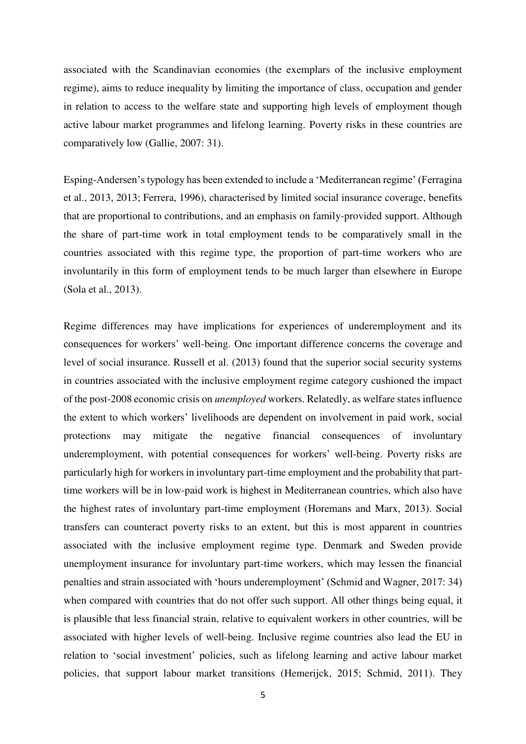associated with the Scandinavian economies (the exemplars of the inclusive employment regime), aims to reduce inequality by limiting the importance of class, occupation and gender in relation to access to the welfare state and supporting high levels of employment though active labour market programmes and lifelong learning. Poverty risks in these countries are comparatively low (Gallie, 2007: 31).

Esping-Andersen's typology has been extended to include a 'Mediterranean regime' (Ferragina et al., 2013, 2013; Ferrera, 1996), characterised by limited social insurance coverage, benefits that are proportional to contributions, and an emphasis on family-provided support. Although the share of part-time work in total employment tends to be comparatively small in the countries associated with this regime type, the proportion of part-time workers who are involuntarily in this form of employment tends to be much larger than elsewhere in Europe (Sola et al., 2013).

Regime differences may have implications for experiences of underemployment and its consequences for workers' well-being. One important difference concerns the coverage and level of social insurance. Russell et al. (2013) found that the superior social security systems in countries associated with the inclusive employment regime category cushioned the impact of the post-2008 economic crisis on *unemployed* workers. Relatedly, as welfare states influence the extent to which workers' livelihoods are dependent on involvement in paid work, social protections may mitigate the negative financial consequences of involuntary underemployment, with potential consequences for workers' well-being. Poverty risks are particularly high for workers in involuntary part-time employment and the probability that part-time workers will be in low-paid work is highest in Mediterranean countries, which also have the highest rates of involuntary part-time employment (Horemans and Marx, 2013). Social transfers can counteract poverty risks to an extent, but this is most apparent in countries associated with the inclusive employment regime type. Denmark and Sweden provide unemployment insurance for involuntary part-time workers, which may lessen the financial penalties and strain associated with 'hours underemployment' (Schmid and Wagner, 2017: 34) when compared with countries that do not offer such support. All other things being equal, it is plausible that less financial strain, relative to equivalent workers in other countries, will be associated with higher levels of well-being. Inclusive regime countries also lead the EU in relation to 'social investment' policies, such as lifelong learning and active labour market policies, that support labour market transitions (Hemerijck, 2015; Schmid, 2011). They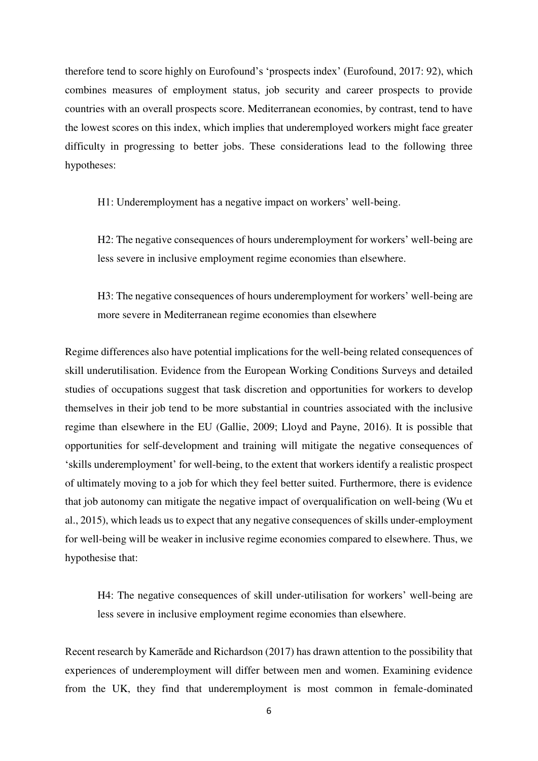therefore tend to score highly on Eurofound's 'prospects index' (Eurofound, 2017: 92), which combines measures of employment status, job security and career prospects to provide countries with an overall prospects score. Mediterranean economies, by contrast, tend to have the lowest scores on this index, which implies that underemployed workers might face greater difficulty in progressing to better jobs. These considerations lead to the following three hypotheses:

> H1: Underemployment has a negative impact on workers' well-being.

> H2: The negative consequences of hours underemployment for workers' well-being are less severe in inclusive employment regime economies than elsewhere.

> H3: The negative consequences of hours underemployment for workers' well-being are more severe in Mediterranean regime economies than elsewhere

Regime differences also have potential implications for the well-being related consequences of skill underutilisation. Evidence from the European Working Conditions Surveys and detailed studies of occupations suggest that task discretion and opportunities for workers to develop themselves in their job tend to be more substantial in countries associated with the inclusive regime than elsewhere in the EU (Gallie, 2009; Lloyd and Payne, 2016). It is possible that opportunities for self-development and training will mitigate the negative consequences of 'skills underemployment' for well-being, to the extent that workers identify a realistic prospect of ultimately moving to a job for which they feel better suited. Furthermore, there is evidence that job autonomy can mitigate the negative impact of overqualification on well-being (Wu et al., 2015), which leads us to expect that any negative consequences of skills under-employment for well-being will be weaker in inclusive regime economies compared to elsewhere. Thus, we hypothesise that:

> H4: The negative consequences of skill under-utilisation for workers' well-being are less severe in inclusive employment regime economies than elsewhere.

Recent research by Kamerāde and Richardson (2017) has drawn attention to the possibility that experiences of underemployment will differ between men and women. Examining evidence from the UK, they find that underemployment is most common in female-dominated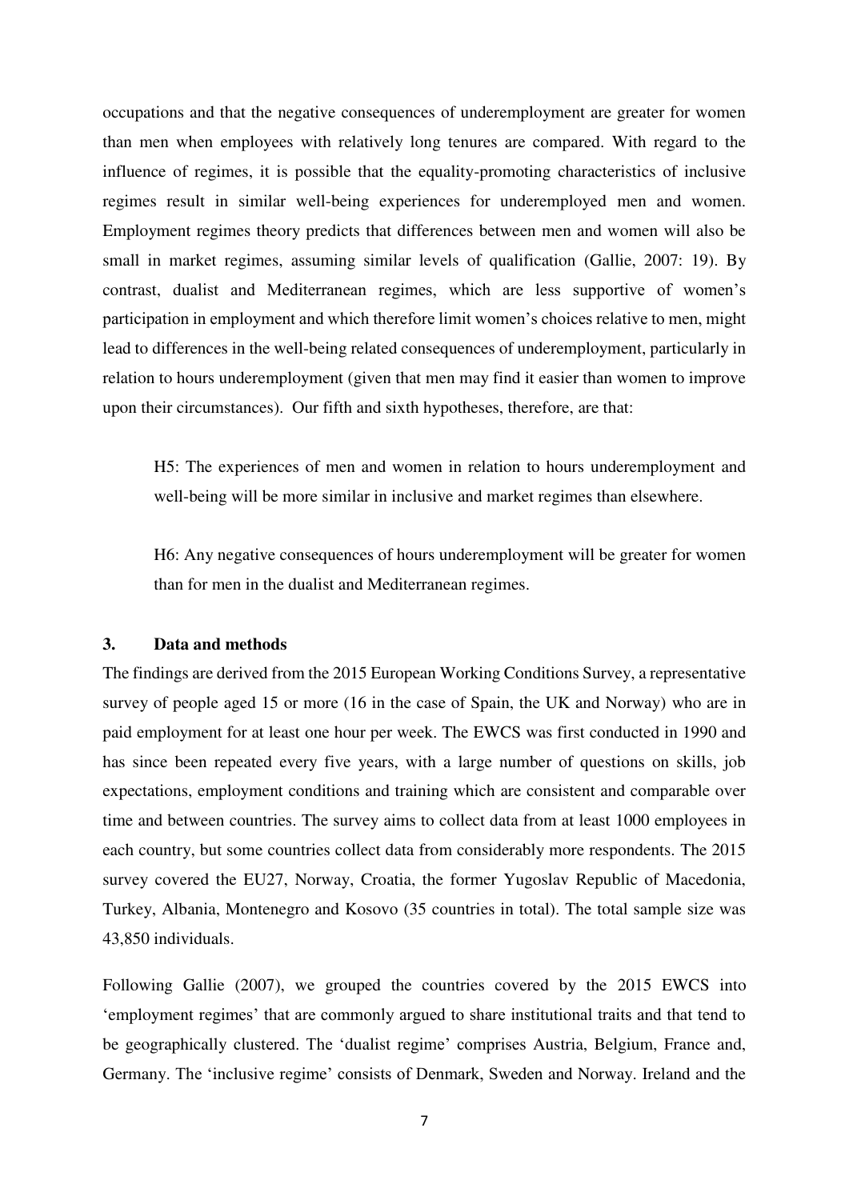occupations and that the negative consequences of underemployment are greater for women than men when employees with relatively long tenures are compared. With regard to the influence of regimes, it is possible that the equality-promoting characteristics of inclusive regimes result in similar well-being experiences for underemployed men and women. Employment regimes theory predicts that differences between men and women will also be small in market regimes, assuming similar levels of qualification (Gallie, 2007: 19). By contrast, dualist and Mediterranean regimes, which are less supportive of women's participation in employment and which therefore limit women's choices relative to men, might lead to differences in the well-being related consequences of underemployment, particularly in relation to hours underemployment (given that men may find it easier than women to improve upon their circumstances). Our fifth and sixth hypotheses, therefore, are that:

> H5: The experiences of men and women in relation to hours underemployment and well-being will be more similar in inclusive and market regimes than elsewhere.

> H6: Any negative consequences of hours underemployment will be greater for women than for men in the dualist and Mediterranean regimes.

## 3. Data and methods

The findings are derived from the 2015 European Working Conditions Survey, a representative survey of people aged 15 or more (16 in the case of Spain, the UK and Norway) who are in paid employment for at least one hour per week. The EWCS was first conducted in 1990 and has since been repeated every five years, with a large number of questions on skills, job expectations, employment conditions and training which are consistent and comparable over time and between countries. The survey aims to collect data from at least 1000 employees in each country, but some countries collect data from considerably more respondents. The 2015 survey covered the EU27, Norway, Croatia, the former Yugoslav Republic of Macedonia, Turkey, Albania, Montenegro and Kosovo (35 countries in total). The total sample size was 43,850 individuals.

Following Gallie (2007), we grouped the countries covered by the 2015 EWCS into 'employment regimes' that are commonly argued to share institutional traits and that tend to be geographically clustered. The 'dualist regime' comprises Austria, Belgium, France and, Germany. The 'inclusive regime' consists of Denmark, Sweden and Norway. Ireland and the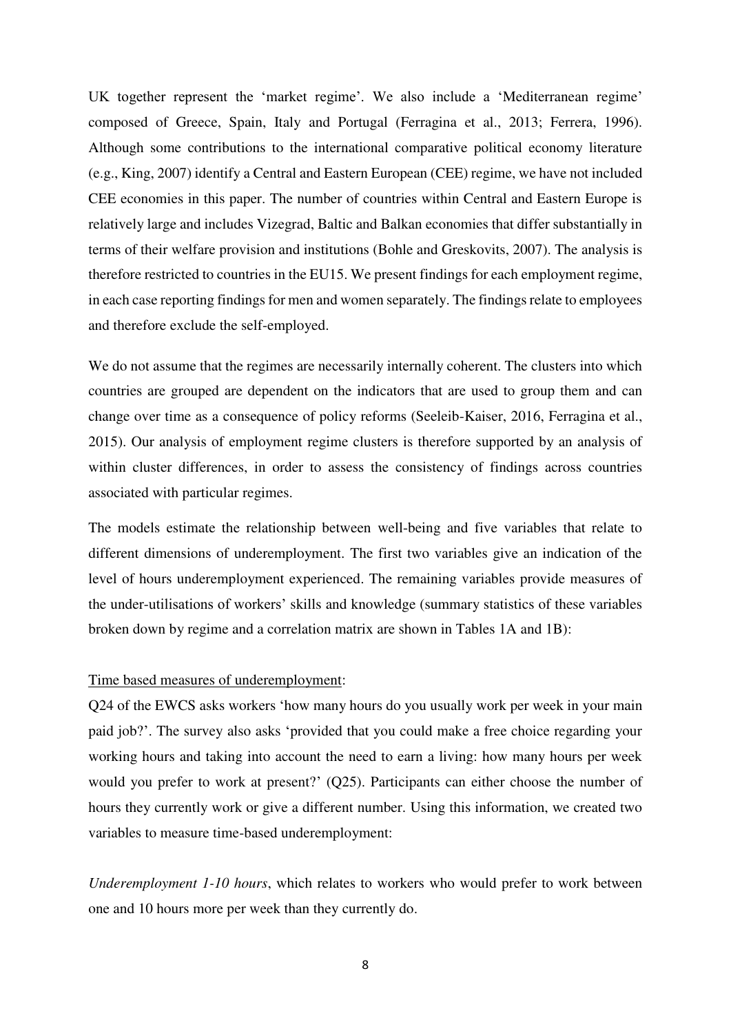UK together represent the 'market regime'. We also include a 'Mediterranean regime' composed of Greece, Spain, Italy and Portugal (Ferragina et al., 2013; Ferrera, 1996). Although some contributions to the international comparative political economy literature (e.g., King, 2007) identify a Central and Eastern European (CEE) regime, we have not included CEE economies in this paper. The number of countries within Central and Eastern Europe is relatively large and includes Vizegrad, Baltic and Balkan economies that differ substantially in terms of their welfare provision and institutions (Bohle and Greskovits, 2007). The analysis is therefore restricted to countries in the EU15. We present findings for each employment regime, in each case reporting findings for men and women separately. The findings relate to employees and therefore exclude the self-employed.

We do not assume that the regimes are necessarily internally coherent. The clusters into which countries are grouped are dependent on the indicators that are used to group them and can change over time as a consequence of policy reforms (Seeleib-Kaiser, 2016, Ferragina et al., 2015). Our analysis of employment regime clusters is therefore supported by an analysis of within cluster differences, in order to assess the consistency of findings across countries associated with particular regimes.

The models estimate the relationship between well-being and five variables that relate to different dimensions of underemployment. The first two variables give an indication of the level of hours underemployment experienced. The remaining variables provide measures of the under-utilisations of workers' skills and knowledge (summary statistics of these variables broken down by regime and a correlation matrix are shown in Tables 1A and 1B):

<u>Time based measures of underemployment</u>:

Q24 of the EWCS asks workers 'how many hours do you usually work per week in your main paid job?'. The survey also asks 'provided that you could make a free choice regarding your working hours and taking into account the need to earn a living: how many hours per week would you prefer to work at present?' (Q25). Participants can either choose the number of hours they currently work or give a different number. Using this information, we created two variables to measure time-based underemployment:

*Underemployment 1-10 hours*, which relates to workers who would prefer to work between one and 10 hours more per week than they currently do.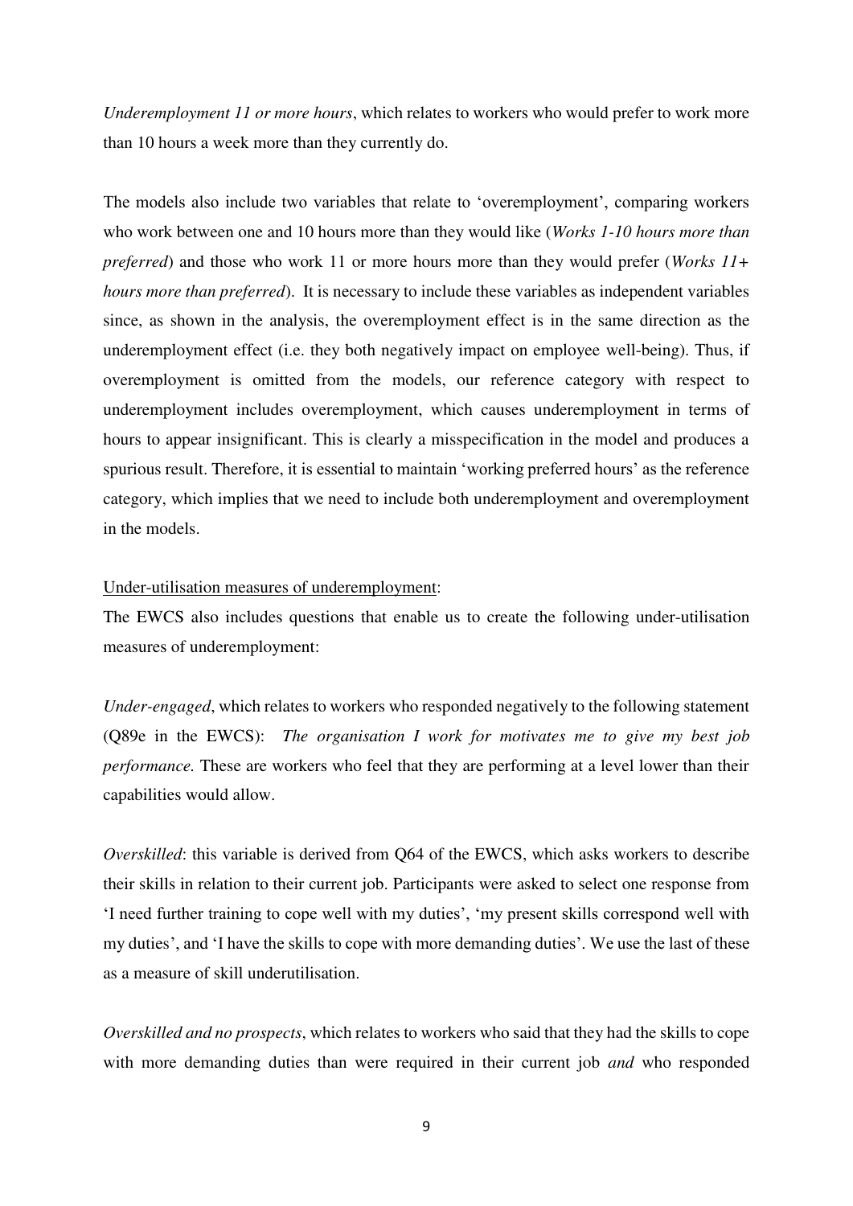*Underemployment 11 or more hours*, which relates to workers who would prefer to work more than 10 hours a week more than they currently do.

The models also include two variables that relate to 'overemployment', comparing workers who work between one and 10 hours more than they would like (*Works 1-10 hours more than preferred*) and those who work 11 or more hours more than they would prefer (*Works 11+ hours more than preferred*). It is necessary to include these variables as independent variables since, as shown in the analysis, the overemployment effect is in the same direction as the underemployment effect (i.e. they both negatively impact on employee well-being). Thus, if overemployment is omitted from the models, our reference category with respect to underemployment includes overemployment, which causes underemployment in terms of hours to appear insignificant. This is clearly a misspecification in the model and produces a spurious result. Therefore, it is essential to maintain 'working preferred hours' as the reference category, which implies that we need to include both underemployment and overemployment in the models.

<u>Under-utilisation measures of underemployment</u>:

The EWCS also includes questions that enable us to create the following under-utilisation measures of underemployment:

*Under-engaged*, which relates to workers who responded negatively to the following statement (Q89e in the EWCS): *The organisation I work for motivates me to give my best job performance.* These are workers who feel that they are performing at a level lower than their capabilities would allow.

*Overskilled*: this variable is derived from Q64 of the EWCS, which asks workers to describe their skills in relation to their current job. Participants were asked to select one response from 'I need further training to cope well with my duties', 'my present skills correspond well with my duties', and 'I have the skills to cope with more demanding duties'. We use the last of these as a measure of skill underutilisation.

*Overskilled and no prospects*, which relates to workers who said that they had the skills to cope with more demanding duties than were required in their current job *and* who responded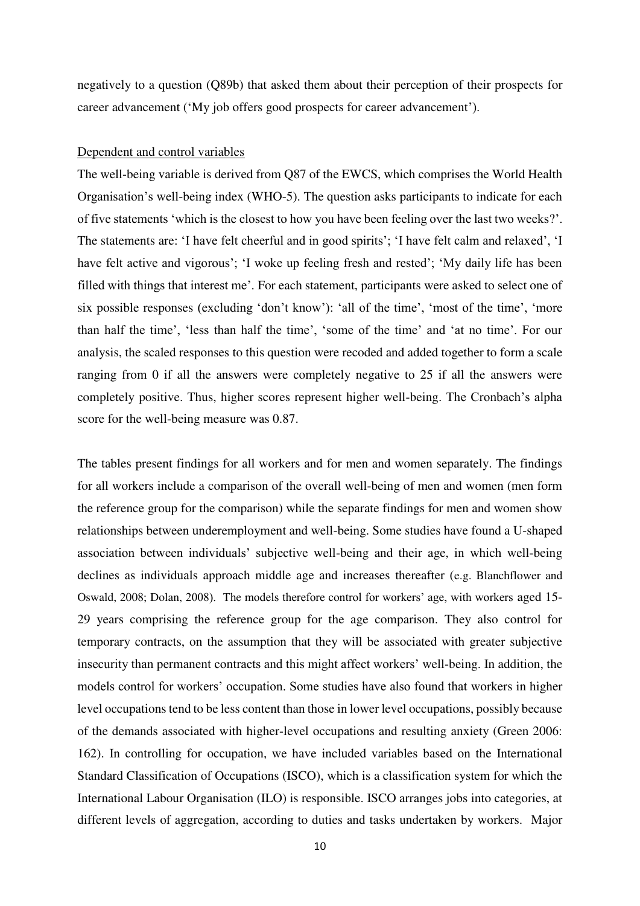negatively to a question (Q89b) that asked them about their perception of their prospects for career advancement ('My job offers good prospects for career advancement').

Dependent and control variables

The well-being variable is derived from Q87 of the EWCS, which comprises the World Health Organisation's well-being index (WHO-5). The question asks participants to indicate for each of five statements 'which is the closest to how you have been feeling over the last two weeks?'. The statements are: 'I have felt cheerful and in good spirits'; 'I have felt calm and relaxed', 'I have felt active and vigorous'; 'I woke up feeling fresh and rested'; 'My daily life has been filled with things that interest me'. For each statement, participants were asked to select one of six possible responses (excluding 'don't know'): 'all of the time', 'most of the time', 'more than half the time', 'less than half the time', 'some of the time' and 'at no time'. For our analysis, the scaled responses to this question were recoded and added together to form a scale ranging from 0 if all the answers were completely negative to 25 if all the answers were completely positive. Thus, higher scores represent higher well-being. The Cronbach's alpha score for the well-being measure was 0.87.

The tables present findings for all workers and for men and women separately. The findings for all workers include a comparison of the overall well-being of men and women (men form the reference group for the comparison) while the separate findings for men and women show relationships between underemployment and well-being. Some studies have found a U-shaped association between individuals' subjective well-being and their age, in which well-being declines as individuals approach middle age and increases thereafter (e.g. Blanchflower and Oswald, 2008; Dolan, 2008). The models therefore control for workers' age, with workers aged 15-29 years comprising the reference group for the age comparison. They also control for temporary contracts, on the assumption that they will be associated with greater subjective insecurity than permanent contracts and this might affect workers' well-being. In addition, the models control for workers' occupation. Some studies have also found that workers in higher level occupations tend to be less content than those in lower level occupations, possibly because of the demands associated with higher-level occupations and resulting anxiety (Green 2006: 162). In controlling for occupation, we have included variables based on the International Standard Classification of Occupations (ISCO), which is a classification system for which the International Labour Organisation (ILO) is responsible. ISCO arranges jobs into categories, at different levels of aggregation, according to duties and tasks undertaken by workers. Major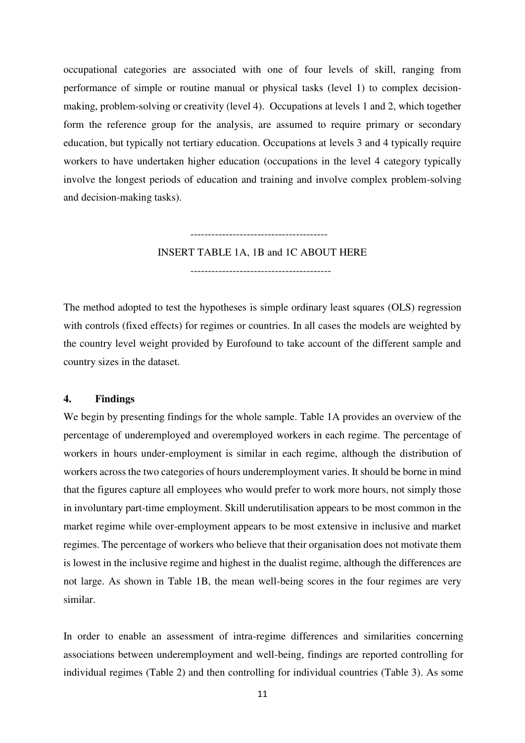occupational categories are associated with one of four levels of skill, ranging from performance of simple or routine manual or physical tasks (level 1) to complex decision-making, problem-solving or creativity (level 4). Occupations at levels 1 and 2, which together form the reference group for the analysis, are assumed to require primary or secondary education, but typically not tertiary education. Occupations at levels 3 and 4 typically require workers to have undertaken higher education (occupations in the level 4 category typically involve the longest periods of education and training and involve complex problem-solving and decision-making tasks).

---------------------------------------

INSERT TABLE 1A, 1B and 1C ABOUT HERE

----------------------------------------

The method adopted to test the hypotheses is simple ordinary least squares (OLS) regression with controls (fixed effects) for regimes or countries. In all cases the models are weighted by the country level weight provided by Eurofound to take account of the different sample and country sizes in the dataset.

## 4. Findings

We begin by presenting findings for the whole sample. Table 1A provides an overview of the percentage of underemployed and overemployed workers in each regime. The percentage of workers in hours under-employment is similar in each regime, although the distribution of workers across the two categories of hours underemployment varies. It should be borne in mind that the figures capture all employees who would prefer to work more hours, not simply those in involuntary part-time employment. Skill underutilisation appears to be most common in the market regime while over-employment appears to be most extensive in inclusive and market regimes. The percentage of workers who believe that their organisation does not motivate them is lowest in the inclusive regime and highest in the dualist regime, although the differences are not large. As shown in Table 1B, the mean well-being scores in the four regimes are very similar.

In order to enable an assessment of intra-regime differences and similarities concerning associations between underemployment and well-being, findings are reported controlling for individual regimes (Table 2) and then controlling for individual countries (Table 3). As some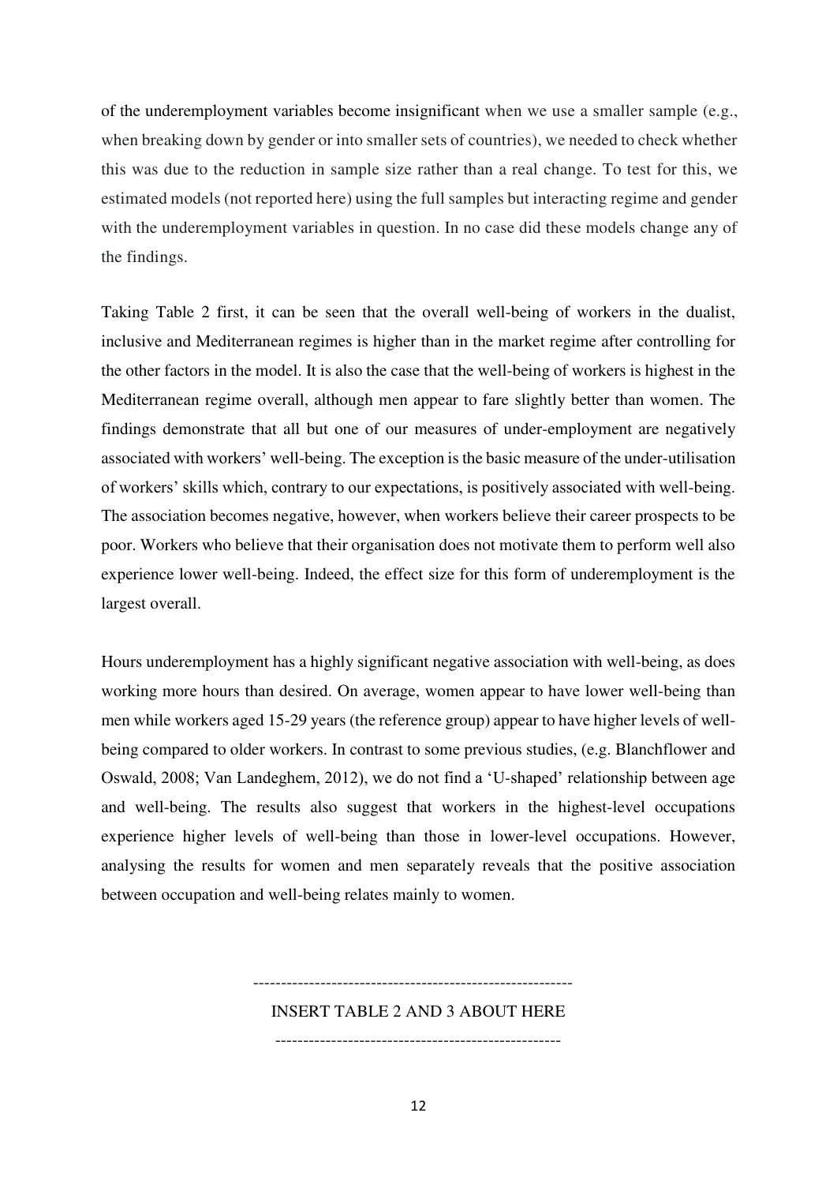of the underemployment variables become insignificant when we use a smaller sample (e.g., when breaking down by gender or into smaller sets of countries), we needed to check whether this was due to the reduction in sample size rather than a real change. To test for this, we estimated models (not reported here) using the full samples but interacting regime and gender with the underemployment variables in question. In no case did these models change any of the findings.

Taking Table 2 first, it can be seen that the overall well-being of workers in the dualist, inclusive and Mediterranean regimes is higher than in the market regime after controlling for the other factors in the model. It is also the case that the well-being of workers is highest in the Mediterranean regime overall, although men appear to fare slightly better than women. The findings demonstrate that all but one of our measures of under-employment are negatively associated with workers' well-being. The exception is the basic measure of the under-utilisation of workers' skills which, contrary to our expectations, is positively associated with well-being. The association becomes negative, however, when workers believe their career prospects to be poor. Workers who believe that their organisation does not motivate them to perform well also experience lower well-being. Indeed, the effect size for this form of underemployment is the largest overall.

Hours underemployment has a highly significant negative association with well-being, as does working more hours than desired. On average, women appear to have lower well-being than men while workers aged 15-29 years (the reference group) appear to have higher levels of well-being compared to older workers. In contrast to some previous studies, (e.g. Blanchflower and Oswald, 2008; Van Landeghem, 2012), we do not find a 'U-shaped' relationship between age and well-being. The results also suggest that workers in the highest-level occupations experience higher levels of well-being than those in lower-level occupations. However, analysing the results for women and men separately reveals that the positive association between occupation and well-being relates mainly to women.

---------------------------------------------------------

INSERT TABLE 2 AND 3 ABOUT HERE

---------------------------------------------------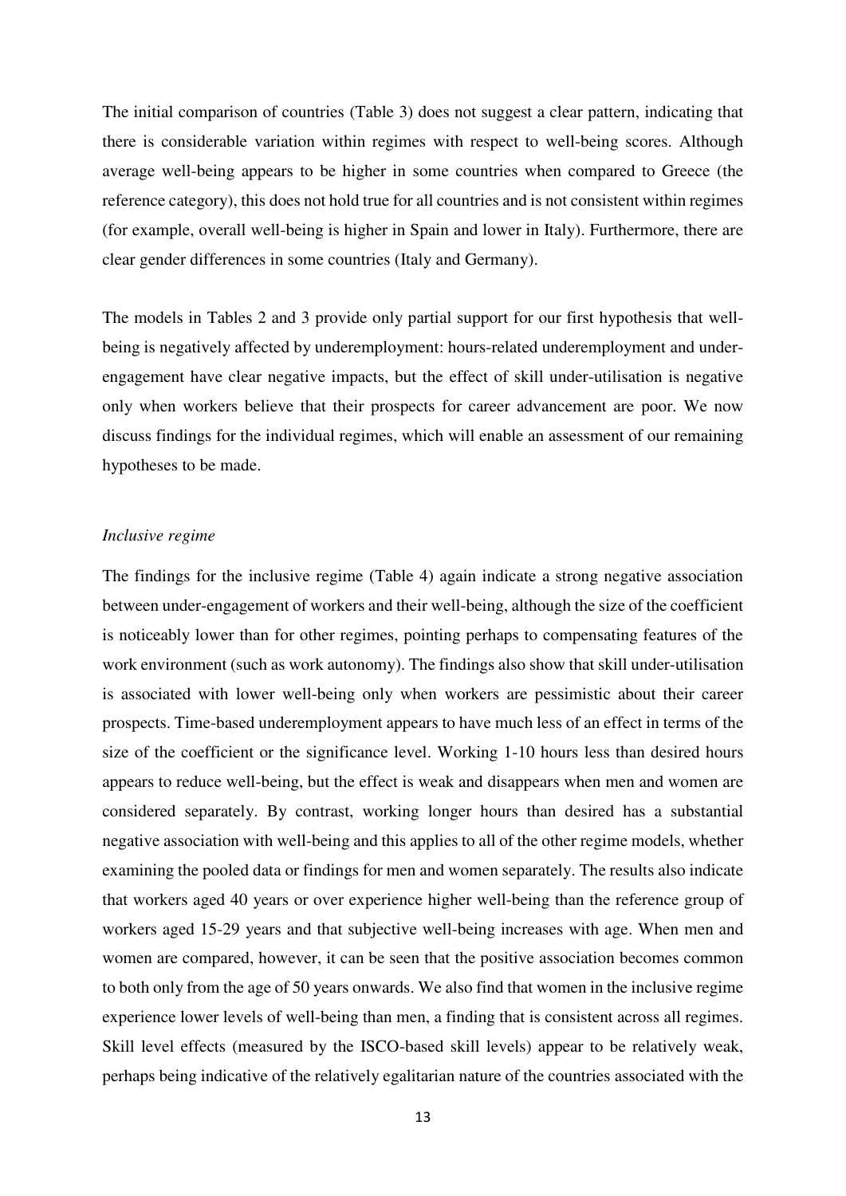The initial comparison of countries (Table 3) does not suggest a clear pattern, indicating that there is considerable variation within regimes with respect to well-being scores. Although average well-being appears to be higher in some countries when compared to Greece (the reference category), this does not hold true for all countries and is not consistent within regimes (for example, overall well-being is higher in Spain and lower in Italy). Furthermore, there are clear gender differences in some countries (Italy and Germany).

The models in Tables 2 and 3 provide only partial support for our first hypothesis that well-being is negatively affected by underemployment: hours-related underemployment and under-engagement have clear negative impacts, but the effect of skill under-utilisation is negative only when workers believe that their prospects for career advancement are poor. We now discuss findings for the individual regimes, which will enable an assessment of our remaining hypotheses to be made.

*Inclusive regime*

The findings for the inclusive regime (Table 4) again indicate a strong negative association between under-engagement of workers and their well-being, although the size of the coefficient is noticeably lower than for other regimes, pointing perhaps to compensating features of the work environment (such as work autonomy). The findings also show that skill under-utilisation is associated with lower well-being only when workers are pessimistic about their career prospects. Time-based underemployment appears to have much less of an effect in terms of the size of the coefficient or the significance level. Working 1-10 hours less than desired hours appears to reduce well-being, but the effect is weak and disappears when men and women are considered separately. By contrast, working longer hours than desired has a substantial negative association with well-being and this applies to all of the other regime models, whether examining the pooled data or findings for men and women separately. The results also indicate that workers aged 40 years or over experience higher well-being than the reference group of workers aged 15-29 years and that subjective well-being increases with age. When men and women are compared, however, it can be seen that the positive association becomes common to both only from the age of 50 years onwards. We also find that women in the inclusive regime experience lower levels of well-being than men, a finding that is consistent across all regimes. Skill level effects (measured by the ISCO-based skill levels) appear to be relatively weak, perhaps being indicative of the relatively egalitarian nature of the countries associated with the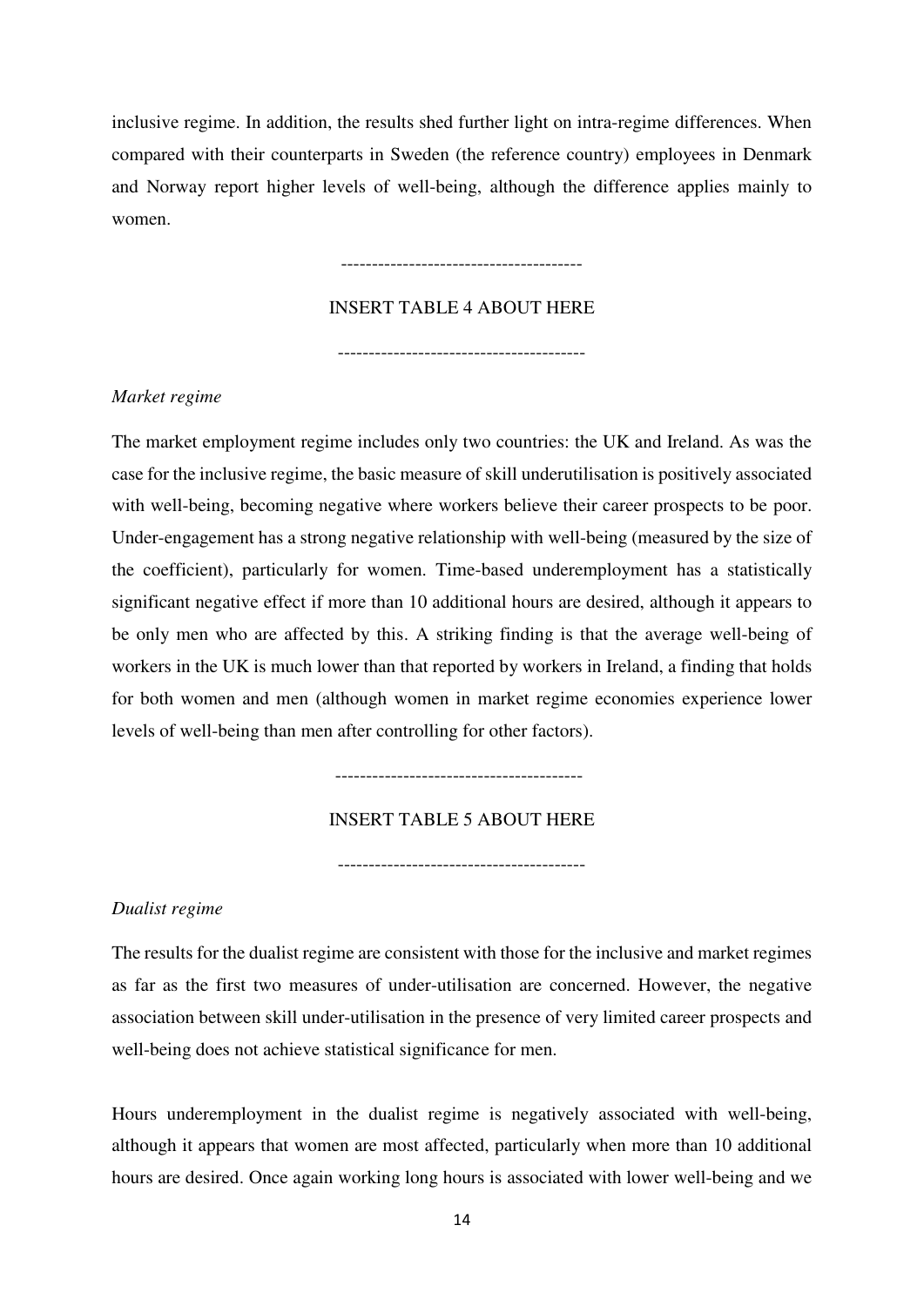inclusive regime. In addition, the results shed further light on intra-regime differences. When compared with their counterparts in Sweden (the reference country) employees in Denmark and Norway report higher levels of well-being, although the difference applies mainly to women.

---------------------------------------

INSERT TABLE 4 ABOUT HERE

---------------------------------------

*Market regime*

The market employment regime includes only two countries: the UK and Ireland. As was the case for the inclusive regime, the basic measure of skill underutilisation is positively associated with well-being, becoming negative where workers believe their career prospects to be poor. Under-engagement has a strong negative relationship with well-being (measured by the size of the coefficient), particularly for women. Time-based underemployment has a statistically significant negative effect if more than 10 additional hours are desired, although it appears to be only men who are affected by this. A striking finding is that the average well-being of workers in the UK is much lower than that reported by workers in Ireland, a finding that holds for both women and men (although women in market regime economies experience lower levels of well-being than men after controlling for other factors).

---------------------------------------

INSERT TABLE 5 ABOUT HERE

---------------------------------------

*Dualist regime*

The results for the dualist regime are consistent with those for the inclusive and market regimes as far as the first two measures of under-utilisation are concerned. However, the negative association between skill under-utilisation in the presence of very limited career prospects and well-being does not achieve statistical significance for men.

Hours underemployment in the dualist regime is negatively associated with well-being, although it appears that women are most affected, particularly when more than 10 additional hours are desired. Once again working long hours is associated with lower well-being and we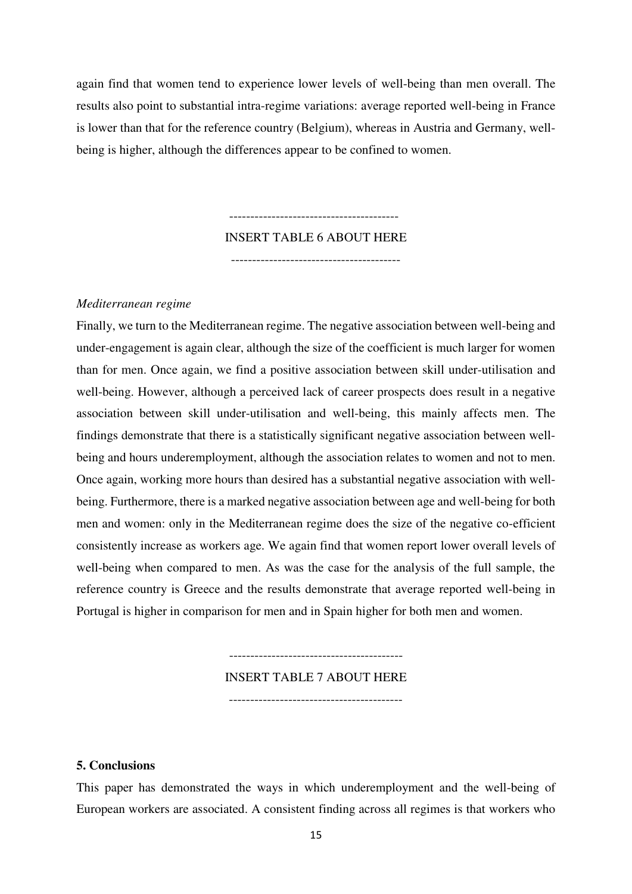again find that women tend to experience lower levels of well-being than men overall. The results also point to substantial intra-regime variations: average reported well-being in France is lower than that for the reference country (Belgium), whereas in Austria and Germany, well-being is higher, although the differences appear to be confined to women.

----------------------------------------

INSERT TABLE 6 ABOUT HERE

----------------------------------------

*Mediterranean regime*

Finally, we turn to the Mediterranean regime. The negative association between well-being and under-engagement is again clear, although the size of the coefficient is much larger for women than for men. Once again, we find a positive association between skill under-utilisation and well-being. However, although a perceived lack of career prospects does result in a negative association between skill under-utilisation and well-being, this mainly affects men. The findings demonstrate that there is a statistically significant negative association between well-being and hours underemployment, although the association relates to women and not to men. Once again, working more hours than desired has a substantial negative association with well-being. Furthermore, there is a marked negative association between age and well-being for both men and women: only in the Mediterranean regime does the size of the negative co-efficient consistently increase as workers age. We again find that women report lower overall levels of well-being when compared to men. As was the case for the analysis of the full sample, the reference country is Greece and the results demonstrate that average reported well-being in Portugal is higher in comparison for men and in Spain higher for both men and women.

----------------------------------------

INSERT TABLE 7 ABOUT HERE

----------------------------------------

## 5. Conclusions

This paper has demonstrated the ways in which underemployment and the well-being of European workers are associated. A consistent finding across all regimes is that workers who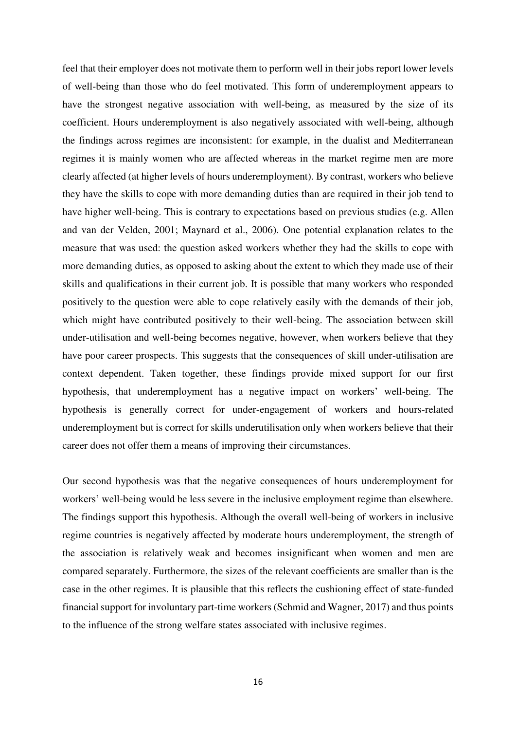feel that their employer does not motivate them to perform well in their jobs report lower levels of well-being than those who do feel motivated. This form of underemployment appears to have the strongest negative association with well-being, as measured by the size of its coefficient. Hours underemployment is also negatively associated with well-being, although the findings across regimes are inconsistent: for example, in the dualist and Mediterranean regimes it is mainly women who are affected whereas in the market regime men are more clearly affected (at higher levels of hours underemployment). By contrast, workers who believe they have the skills to cope with more demanding duties than are required in their job tend to have higher well-being. This is contrary to expectations based on previous studies (e.g. Allen and van der Velden, 2001; Maynard et al., 2006). One potential explanation relates to the measure that was used: the question asked workers whether they had the skills to cope with more demanding duties, as opposed to asking about the extent to which they made use of their skills and qualifications in their current job. It is possible that many workers who responded positively to the question were able to cope relatively easily with the demands of their job, which might have contributed positively to their well-being. The association between skill under-utilisation and well-being becomes negative, however, when workers believe that they have poor career prospects. This suggests that the consequences of skill under-utilisation are context dependent. Taken together, these findings provide mixed support for our first hypothesis, that underemployment has a negative impact on workers' well-being. The hypothesis is generally correct for under-engagement of workers and hours-related underemployment but is correct for skills underutilisation only when workers believe that their career does not offer them a means of improving their circumstances.

Our second hypothesis was that the negative consequences of hours underemployment for workers' well-being would be less severe in the inclusive employment regime than elsewhere. The findings support this hypothesis. Although the overall well-being of workers in inclusive regime countries is negatively affected by moderate hours underemployment, the strength of the association is relatively weak and becomes insignificant when women and men are compared separately. Furthermore, the sizes of the relevant coefficients are smaller than is the case in the other regimes. It is plausible that this reflects the cushioning effect of state-funded financial support for involuntary part-time workers (Schmid and Wagner, 2017) and thus points to the influence of the strong welfare states associated with inclusive regimes.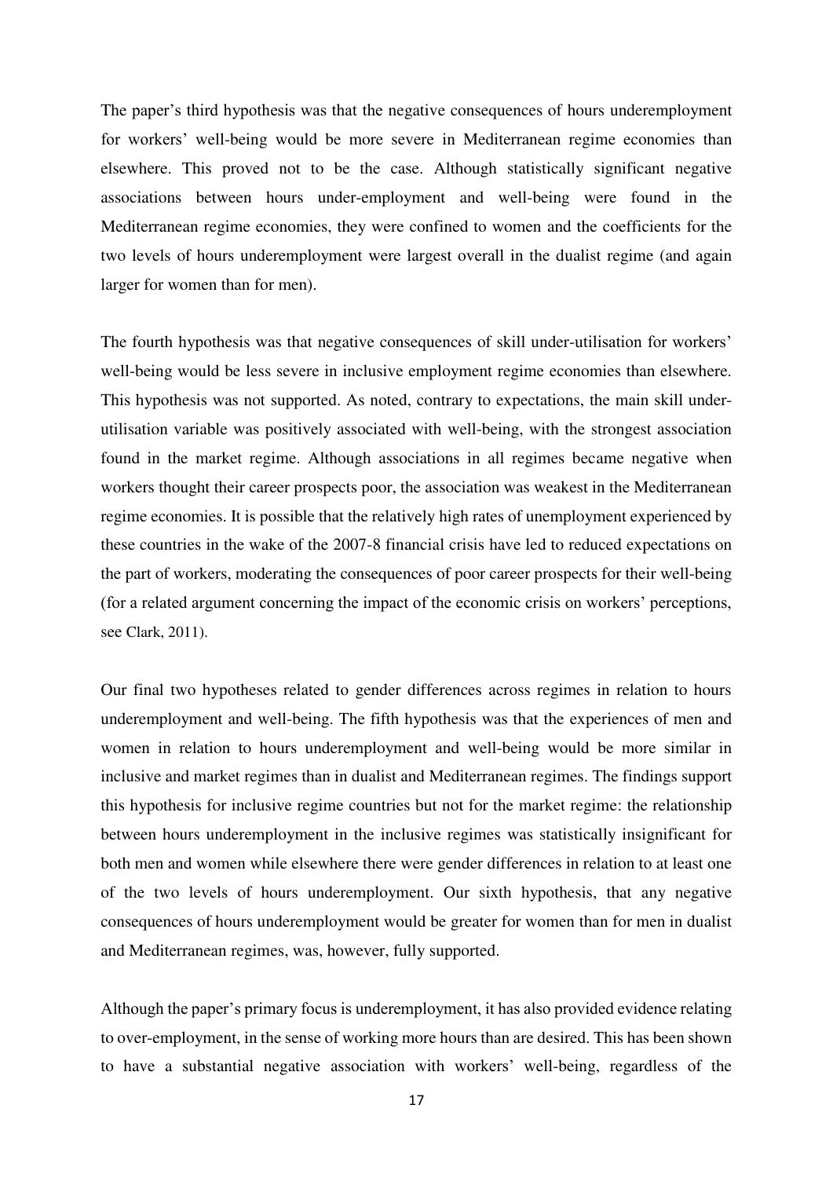The paper's third hypothesis was that the negative consequences of hours underemployment for workers' well-being would be more severe in Mediterranean regime economies than elsewhere. This proved not to be the case. Although statistically significant negative associations between hours under-employment and well-being were found in the Mediterranean regime economies, they were confined to women and the coefficients for the two levels of hours underemployment were largest overall in the dualist regime (and again larger for women than for men).

The fourth hypothesis was that negative consequences of skill under-utilisation for workers' well-being would be less severe in inclusive employment regime economies than elsewhere. This hypothesis was not supported. As noted, contrary to expectations, the main skill under-utilisation variable was positively associated with well-being, with the strongest association found in the market regime. Although associations in all regimes became negative when workers thought their career prospects poor, the association was weakest in the Mediterranean regime economies. It is possible that the relatively high rates of unemployment experienced by these countries in the wake of the 2007-8 financial crisis have led to reduced expectations on the part of workers, moderating the consequences of poor career prospects for their well-being (for a related argument concerning the impact of the economic crisis on workers' perceptions, see Clark, 2011).

Our final two hypotheses related to gender differences across regimes in relation to hours underemployment and well-being. The fifth hypothesis was that the experiences of men and women in relation to hours underemployment and well-being would be more similar in inclusive and market regimes than in dualist and Mediterranean regimes. The findings support this hypothesis for inclusive regime countries but not for the market regime: the relationship between hours underemployment in the inclusive regimes was statistically insignificant for both men and women while elsewhere there were gender differences in relation to at least one of the two levels of hours underemployment. Our sixth hypothesis, that any negative consequences of hours underemployment would be greater for women than for men in dualist and Mediterranean regimes, was, however, fully supported.

Although the paper's primary focus is underemployment, it has also provided evidence relating to over-employment, in the sense of working more hours than are desired. This has been shown to have a substantial negative association with workers' well-being, regardless of the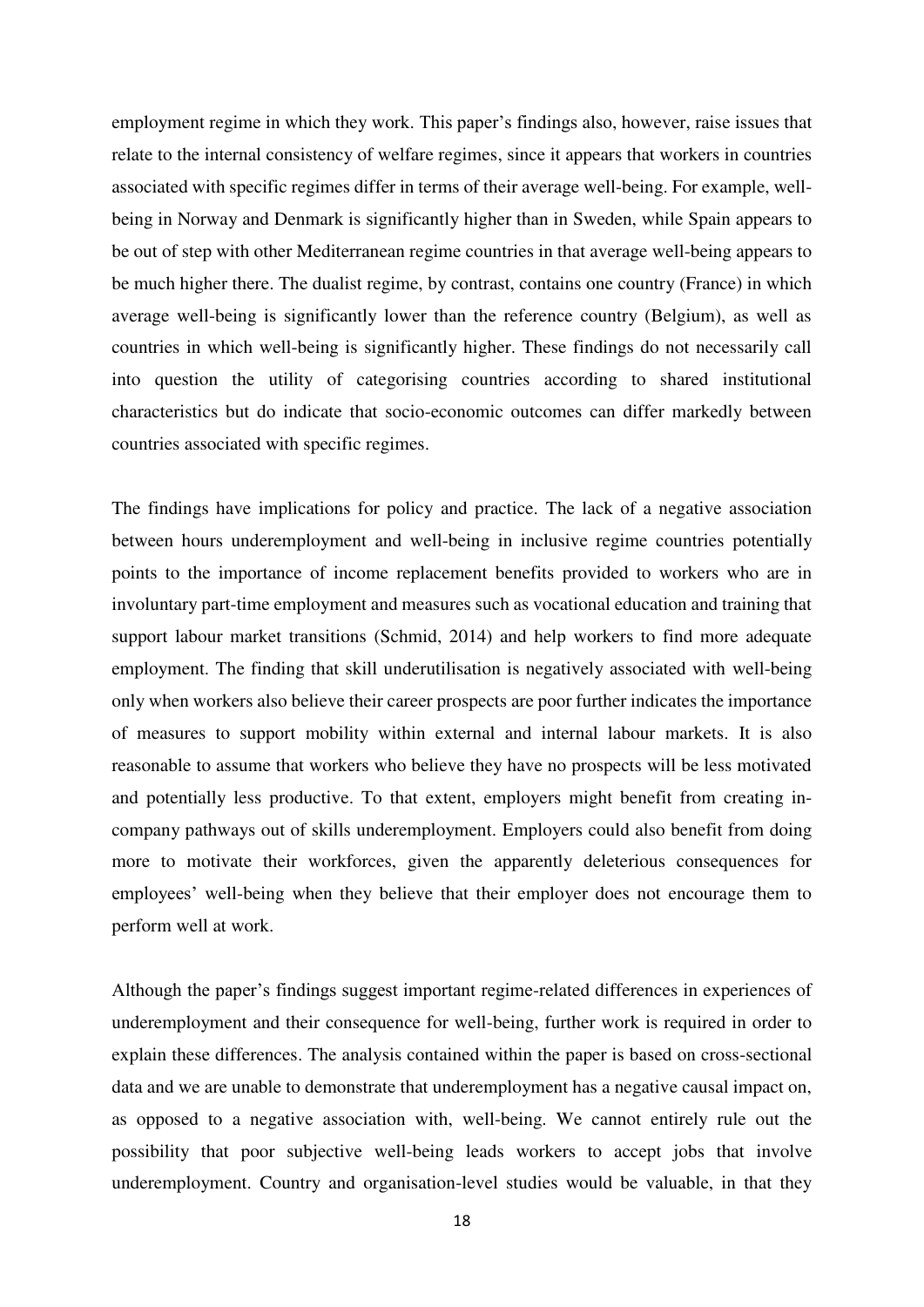employment regime in which they work. This paper's findings also, however, raise issues that relate to the internal consistency of welfare regimes, since it appears that workers in countries associated with specific regimes differ in terms of their average well-being. For example, well-being in Norway and Denmark is significantly higher than in Sweden, while Spain appears to be out of step with other Mediterranean regime countries in that average well-being appears to be much higher there. The dualist regime, by contrast, contains one country (France) in which average well-being is significantly lower than the reference country (Belgium), as well as countries in which well-being is significantly higher. These findings do not necessarily call into question the utility of categorising countries according to shared institutional characteristics but do indicate that socio-economic outcomes can differ markedly between countries associated with specific regimes.

The findings have implications for policy and practice. The lack of a negative association between hours underemployment and well-being in inclusive regime countries potentially points to the importance of income replacement benefits provided to workers who are in involuntary part-time employment and measures such as vocational education and training that support labour market transitions (Schmid, 2014) and help workers to find more adequate employment. The finding that skill underutilisation is negatively associated with well-being only when workers also believe their career prospects are poor further indicates the importance of measures to support mobility within external and internal labour markets. It is also reasonable to assume that workers who believe they have no prospects will be less motivated and potentially less productive. To that extent, employers might benefit from creating in-company pathways out of skills underemployment. Employers could also benefit from doing more to motivate their workforces, given the apparently deleterious consequences for employees' well-being when they believe that their employer does not encourage them to perform well at work.

Although the paper's findings suggest important regime-related differences in experiences of underemployment and their consequence for well-being, further work is required in order to explain these differences. The analysis contained within the paper is based on cross-sectional data and we are unable to demonstrate that underemployment has a negative causal impact on, as opposed to a negative association with, well-being. We cannot entirely rule out the possibility that poor subjective well-being leads workers to accept jobs that involve underemployment. Country and organisation-level studies would be valuable, in that they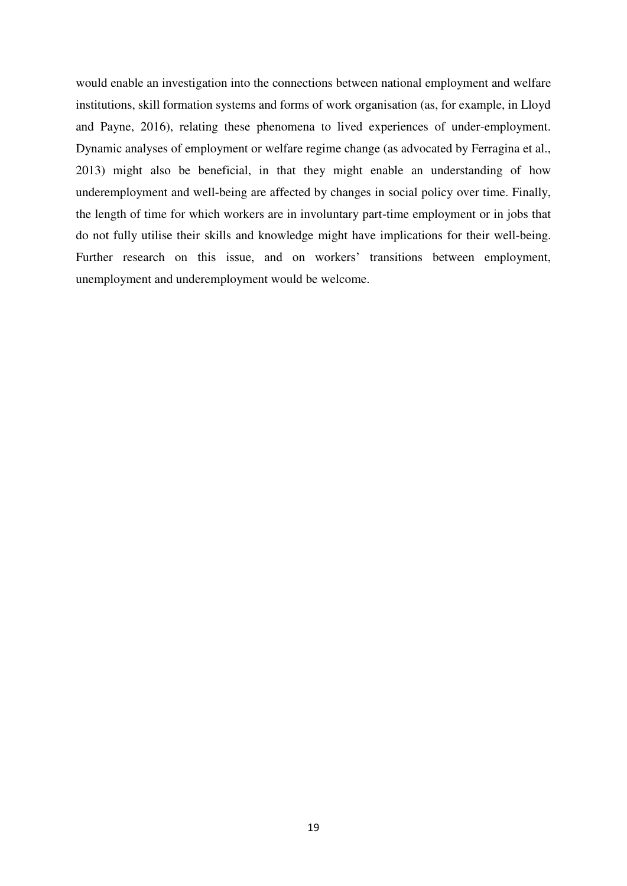would enable an investigation into the connections between national employment and welfare institutions, skill formation systems and forms of work organisation (as, for example, in Lloyd and Payne, 2016), relating these phenomena to lived experiences of under-employment. Dynamic analyses of employment or welfare regime change (as advocated by Ferragina et al., 2013) might also be beneficial, in that they might enable an understanding of how underemployment and well-being are affected by changes in social policy over time. Finally, the length of time for which workers are in involuntary part-time employment or in jobs that do not fully utilise their skills and knowledge might have implications for their well-being. Further research on this issue, and on workers' transitions between employment, unemployment and underemployment would be welcome.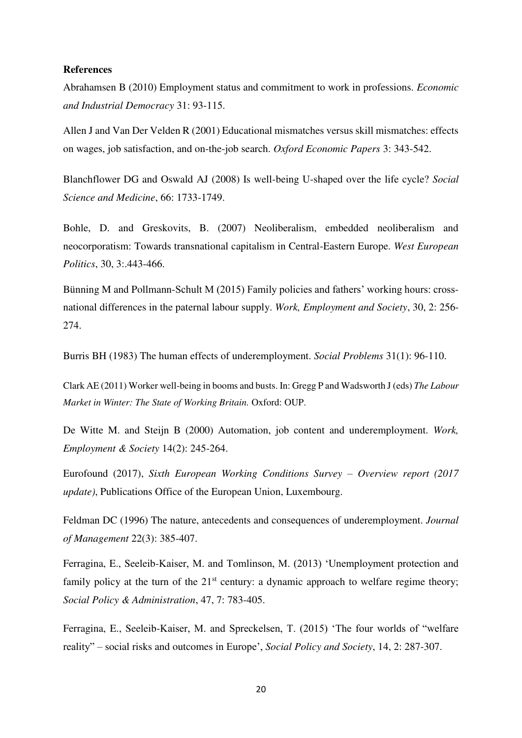**References**

Abrahamsen B (2010) Employment status and commitment to work in professions. *Economic and Industrial Democracy* 31: 93-115.

Allen J and Van Der Velden R (2001) Educational mismatches versus skill mismatches: effects on wages, job satisfaction, and on-the-job search. *Oxford Economic Papers* 3: 343-542.

Blanchflower DG and Oswald AJ (2008) Is well-being U-shaped over the life cycle? *Social Science and Medicine*, 66: 1733-1749.

Bohle, D. and Greskovits, B. (2007) Neoliberalism, embedded neoliberalism and neocorporatism: Towards transnational capitalism in Central-Eastern Europe. *West European Politics*, 30, 3:.443-466.

Bünning M and Pollmann-Schult M (2015) Family policies and fathers' working hours: cross-national differences in the paternal labour supply. *Work, Employment and Society*, 30, 2: 256-274.

Burris BH (1983) The human effects of underemployment. *Social Problems* 31(1): 96-110.

Clark AE (2011) Worker well-being in booms and busts. In: Gregg P and Wadsworth J (eds) *The Labour Market in Winter: The State of Working Britain.* Oxford: OUP.

De Witte M. and Steijn B (2000) Automation, job content and underemployment. *Work, Employment & Society* 14(2): 245-264.

Eurofound (2017), *Sixth European Working Conditions Survey – Overview report (2017 update)*, Publications Office of the European Union, Luxembourg.

Feldman DC (1996) The nature, antecedents and consequences of underemployment. *Journal of Management* 22(3): 385-407.

Ferragina, E., Seeleib-Kaiser, M. and Tomlinson, M. (2013) 'Unemployment protection and family policy at the turn of the 21st century: a dynamic approach to welfare regime theory; *Social Policy & Administration*, 47, 7: 783-405.

Ferragina, E., Seeleib-Kaiser, M. and Spreckelsen, T. (2015) 'The four worlds of "welfare reality" – social risks and outcomes in Europe', *Social Policy and Society*, 14, 2: 287-307.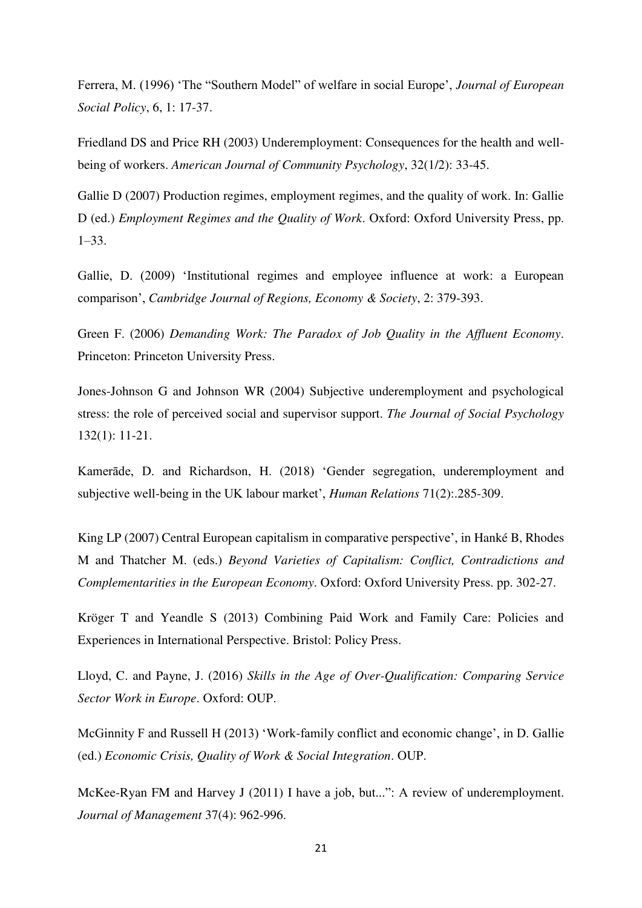Ferrera, M. (1996) 'The "Southern Model" of welfare in social Europe', *Journal of European Social Policy*, 6, 1: 17-37.

Friedland DS and Price RH (2003) Underemployment: Consequences for the health and well-being of workers. *American Journal of Community Psychology*, 32(1/2): 33-45.

Gallie D (2007) Production regimes, employment regimes, and the quality of work. In: Gallie D (ed.) *Employment Regimes and the Quality of Work*. Oxford: Oxford University Press, pp. 1–33.

Gallie, D. (2009) 'Institutional regimes and employee influence at work: a European comparison', *Cambridge Journal of Regions, Economy & Society*, 2: 379-393.

Green F. (2006) *Demanding Work: The Paradox of Job Quality in the Affluent Economy*. Princeton: Princeton University Press.

Jones-Johnson G and Johnson WR (2004) Subjective underemployment and psychological stress: the role of perceived social and supervisor support. *The Journal of Social Psychology* 132(1): 11-21.

Kamerāde, D. and Richardson, H. (2018) 'Gender segregation, underemployment and subjective well-being in the UK labour market', *Human Relations* 71(2):.285-309.

King LP (2007) Central European capitalism in comparative perspective', in Hanké B, Rhodes M and Thatcher M. (eds.) *Beyond Varieties of Capitalism: Conflict, Contradictions and Complementarities in the European Economy*. Oxford: Oxford University Press. pp. 302-27.

Kröger T and Yeandle S (2013) Combining Paid Work and Family Care: Policies and Experiences in International Perspective. Bristol: Policy Press.

Lloyd, C. and Payne, J. (2016) *Skills in the Age of Over-Qualification: Comparing Service Sector Work in Europe*. Oxford: OUP.

McGinnity F and Russell H (2013) 'Work-family conflict and economic change', in D. Gallie (ed.) *Economic Crisis, Quality of Work & Social Integration*. OUP.

McKee-Ryan FM and Harvey J (2011) I have a job, but...": A review of underemployment. *Journal of Management* 37(4): 962-996.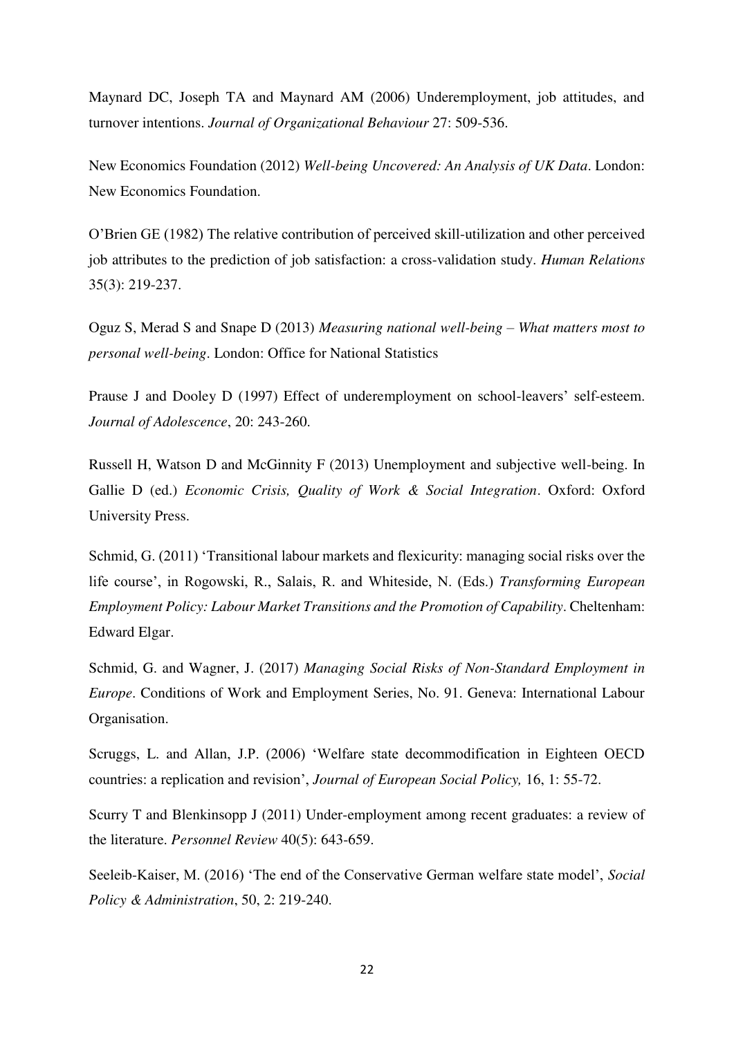Maynard DC, Joseph TA and Maynard AM (2006) Underemployment, job attitudes, and turnover intentions. *Journal of Organizational Behaviour* 27: 509-536.

New Economics Foundation (2012) *Well-being Uncovered: An Analysis of UK Data*. London: New Economics Foundation.

O'Brien GE (1982) The relative contribution of perceived skill-utilization and other perceived job attributes to the prediction of job satisfaction: a cross-validation study. *Human Relations* 35(3): 219-237.

Oguz S, Merad S and Snape D (2013) *Measuring national well-being – What matters most to personal well-being*. London: Office for National Statistics

Prause J and Dooley D (1997) Effect of underemployment on school-leavers' self-esteem. *Journal of Adolescence*, 20: 243-260.

Russell H, Watson D and McGinnity F (2013) Unemployment and subjective well-being. In Gallie D (ed.) *Economic Crisis, Quality of Work & Social Integration*. Oxford: Oxford University Press.

Schmid, G. (2011) 'Transitional labour markets and flexicurity: managing social risks over the life course', in Rogowski, R., Salais, R. and Whiteside, N. (Eds.) *Transforming European Employment Policy: Labour Market Transitions and the Promotion of Capability*. Cheltenham: Edward Elgar.

Schmid, G. and Wagner, J. (2017) *Managing Social Risks of Non-Standard Employment in Europe*. Conditions of Work and Employment Series, No. 91. Geneva: International Labour Organisation.

Scruggs, L. and Allan, J.P. (2006) 'Welfare state decommodification in Eighteen OECD countries: a replication and revision', *Journal of European Social Policy,* 16, 1: 55-72.

Scurry T and Blenkinsopp J (2011) Under-employment among recent graduates: a review of the literature. *Personnel Review* 40(5): 643-659.

Seeleib-Kaiser, M. (2016) 'The end of the Conservative German welfare state model', *Social Policy & Administration*, 50, 2: 219-240.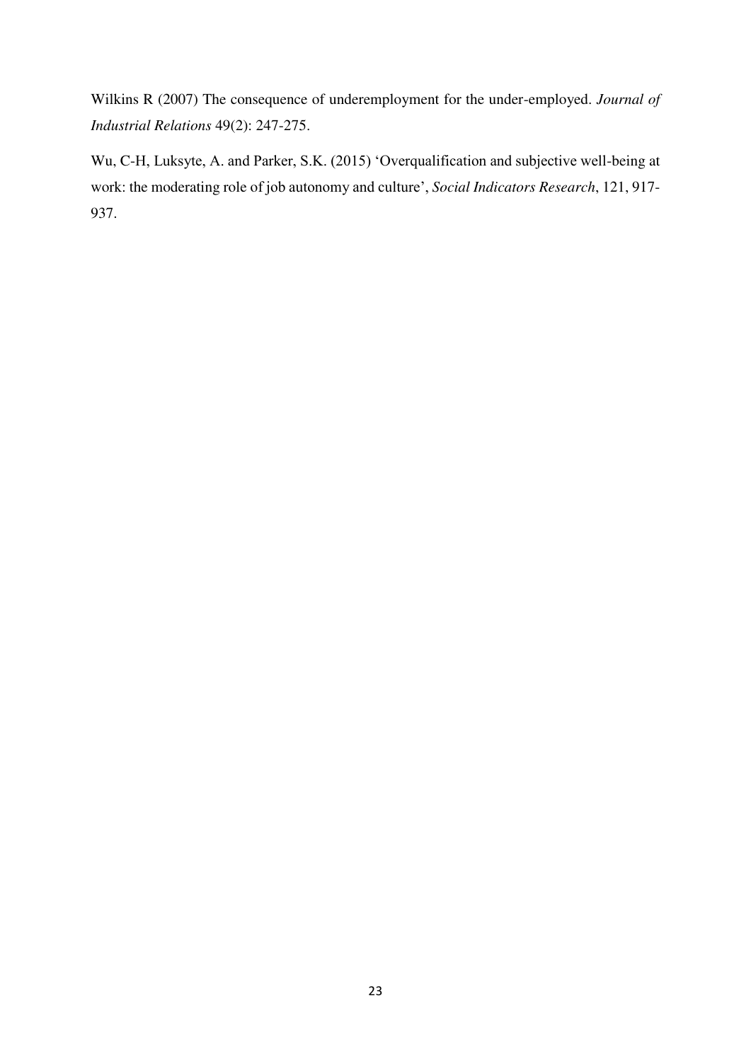Wilkins R (2007) The consequence of underemployment for the under-employed. *Journal of Industrial Relations* 49(2): 247-275.

Wu, C-H, Luksyte, A. and Parker, S.K. (2015) 'Overqualification and subjective well-being at work: the moderating role of job autonomy and culture', *Social Indicators Research*, 121, 917-937.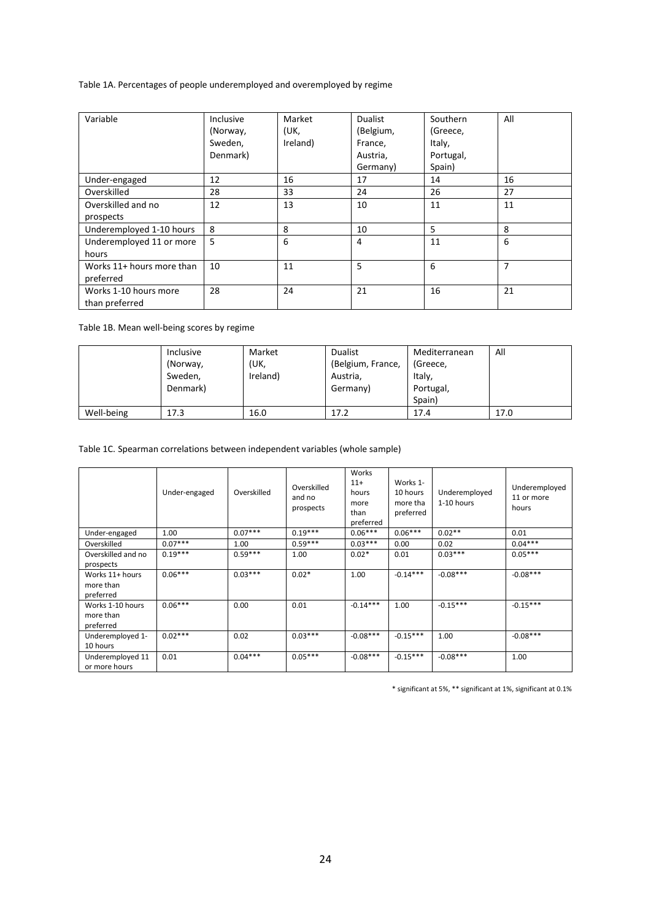Table 1A. Percentages of people underemployed and overemployed by regime

| Variable | Inclusive (Norway, Sweden, Denmark) | Market (UK, Ireland) | Dualist (Belgium, France, Austria, Germany) | Southern (Greece, Italy, Portugal, Spain) | All |
|---|---|---|---|---|---|
| Under-engaged | 12 | 16 | 17 | 14 | 16 |
| Overskilled | 28 | 33 | 24 | 26 | 27 |
| Overskilled and no prospects | 12 | 13 | 10 | 11 | 11 |
| Underemployed 1-10 hours | 8 | 8 | 10 | 5 | 8 |
| Underemployed 11 or more hours | 5 | 6 | 4 | 11 | 6 |
| Works 11+ hours more than preferred | 10 | 11 | 5 | 6 | 7 |
| Works 1-10 hours more than preferred | 28 | 24 | 21 | 16 | 21 |

Table 1B. Mean well-being scores by regime

| | Inclusive (Norway, Sweden, Denmark) | Market (UK, Ireland) | Dualist (Belgium, France, Austria, Germany) | Mediterranean (Greece, Italy, Portugal, Spain) | All |
|---|---|---|---|---|---|
| Well-being | 17.3 | 16.0 | 17.2 | 17.4 | 17.0 |

Table 1C. Spearman correlations between independent variables (whole sample)

| | Under-engaged | Overskilled | Overskilled and no prospects | Works 11+ hours more than preferred | Works 1-10 hours more tha preferred | Underemployed 1-10 hours | Underemployed 11 or more hours |
|---|---|---|---|---|---|---|---|
| Under-engaged | 1.00 | 0.07*** | 0.19*** | 0.06*** | 0.06*** | 0.02** | 0.01 |
| Overskilled | 0.07*** | 1.00 | 0.59*** | 0.03*** | 0.00 | 0.02 | 0.04*** |
| Overskilled and no prospects | 0.19*** | 0.59*** | 1.00 | 0.02* | 0.01 | 0.03*** | 0.05*** |
| Works 11+ hours more than preferred | 0.06*** | 0.03*** | 0.02* | 1.00 | -0.14*** | -0.08*** | -0.08*** |
| Works 1-10 hours more than preferred | 0.06*** | 0.00 | 0.01 | -0.14*** | 1.00 | -0.15*** | -0.15*** |
| Underemployed 1-10 hours | 0.02*** | 0.02 | 0.03*** | -0.08*** | -0.15*** | 1.00 | -0.08*** |
| Underemployed 11 or more hours | 0.01 | 0.04*** | 0.05*** | -0.08*** | -0.15*** | -0.08*** | 1.00 |

* significant at 5%, ** significant at 1%, significant at 0.1%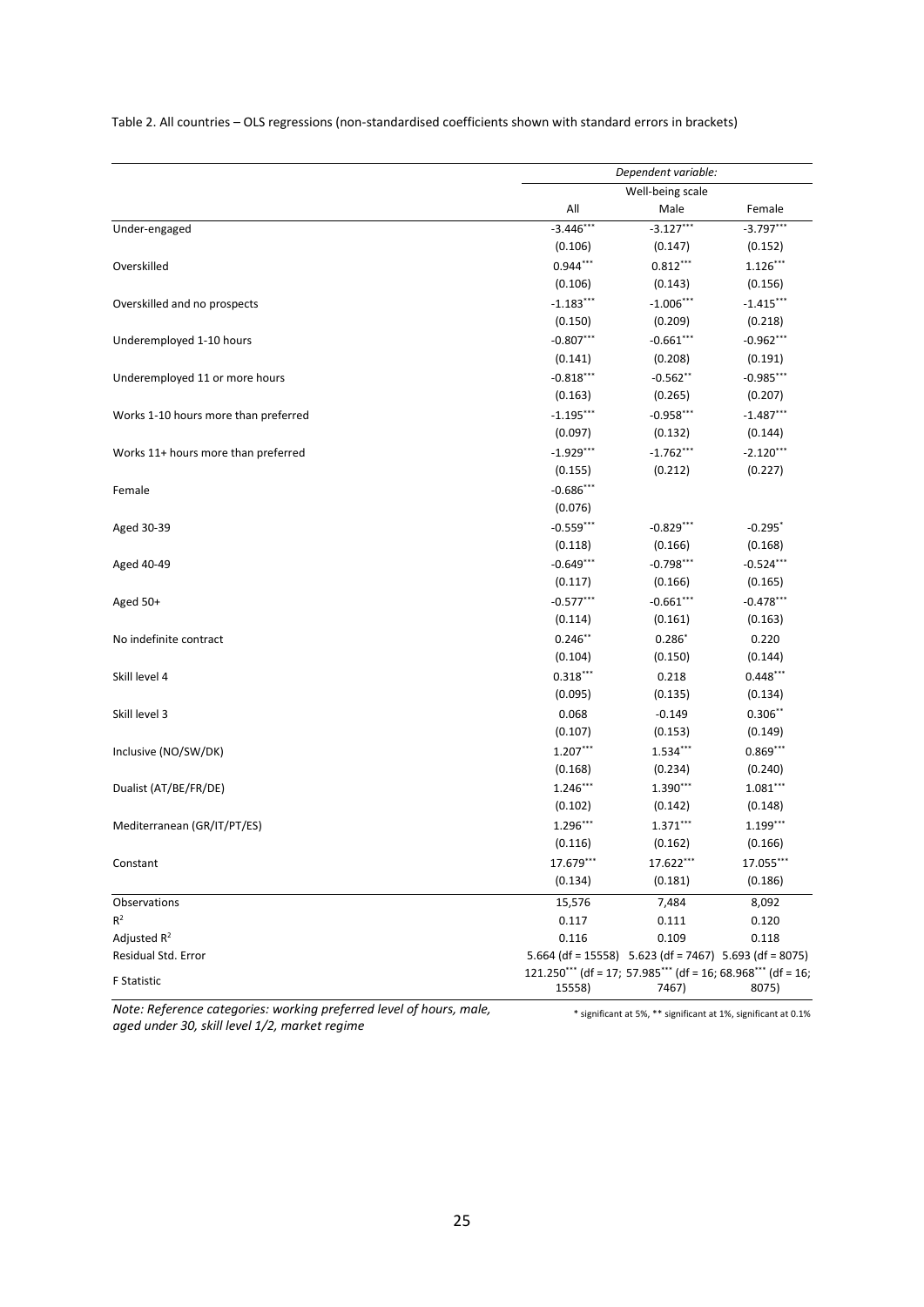Table 2. All countries – OLS regressions (non-standardised coefficients shown with standard errors in brackets)

| | *Dependent variable:* | | |
|---|---|---|---|
| | Well-being scale | | |
| | All | Male | Female |
| Under-engaged | -3.446*** | -3.127*** | -3.797*** |
| | (0.106) | (0.147) | (0.152) |
| Overskilled | 0.944*** | 0.812*** | 1.126*** |
| | (0.106) | (0.143) | (0.156) |
| Overskilled and no prospects | -1.183*** | -1.006*** | -1.415*** |
| | (0.150) | (0.209) | (0.218) |
| Underemployed 1-10 hours | -0.807*** | -0.661*** | -0.962*** |
| | (0.141) | (0.208) | (0.191) |
| Underemployed 11 or more hours | -0.818*** | -0.562** | -0.985*** |
| | (0.163) | (0.265) | (0.207) |
| Works 1-10 hours more than preferred | -1.195*** | -0.958*** | -1.487*** |
| | (0.097) | (0.132) | (0.144) |
| Works 11+ hours more than preferred | -1.929*** | -1.762*** | -2.120*** |
| | (0.155) | (0.212) | (0.227) |
| Female | -0.686*** | | |
| | (0.076) | | |
| Aged 30-39 | -0.559*** | -0.829*** | -0.295* |
| | (0.118) | (0.166) | (0.168) |
| Aged 40-49 | -0.649*** | -0.798*** | -0.524*** |
| | (0.117) | (0.166) | (0.165) |
| Aged 50+ | -0.577*** | -0.661*** | -0.478*** |
| | (0.114) | (0.161) | (0.163) |
| No indefinite contract | 0.246** | 0.286* | 0.220 |
| | (0.104) | (0.150) | (0.144) |
| Skill level 4 | 0.318*** | 0.218 | 0.448*** |
| | (0.095) | (0.135) | (0.134) |
| Skill level 3 | 0.068 | -0.149 | 0.306** |
| | (0.107) | (0.153) | (0.149) |
| Inclusive (NO/SW/DK) | 1.207*** | 1.534*** | 0.869*** |
| | (0.168) | (0.234) | (0.240) |
| Dualist (AT/BE/FR/DE) | 1.246*** | 1.390*** | 1.081*** |
| | (0.102) | (0.142) | (0.148) |
| Mediterranean (GR/IT/PT/ES) | 1.296*** | 1.371*** | 1.199*** |
| | (0.116) | (0.162) | (0.166) |
| Constant | 17.679*** | 17.622*** | 17.055*** |
| | (0.134) | (0.181) | (0.186) |
| Observations | 15,576 | 7,484 | 8,092 |
| $R^2$ | 0.117 | 0.111 | 0.120 |
| Adjusted $R^2$ | 0.116 | 0.109 | 0.118 |
| Residual Std. Error | 5.664 (df = 15558) | 5.623 (df = 7467) | 5.693 (df = 8075) |
| F Statistic | 121.250*** (df = 17; 15558) | 57.985*** (df = 16; 7467) | 68.968*** (df = 16; 8075) |

*Note: Reference categories: working preferred level of hours, male, aged under 30, skill level 1/2, market regime*

\* significant at 5%, ** significant at 1%, significant at 0.1%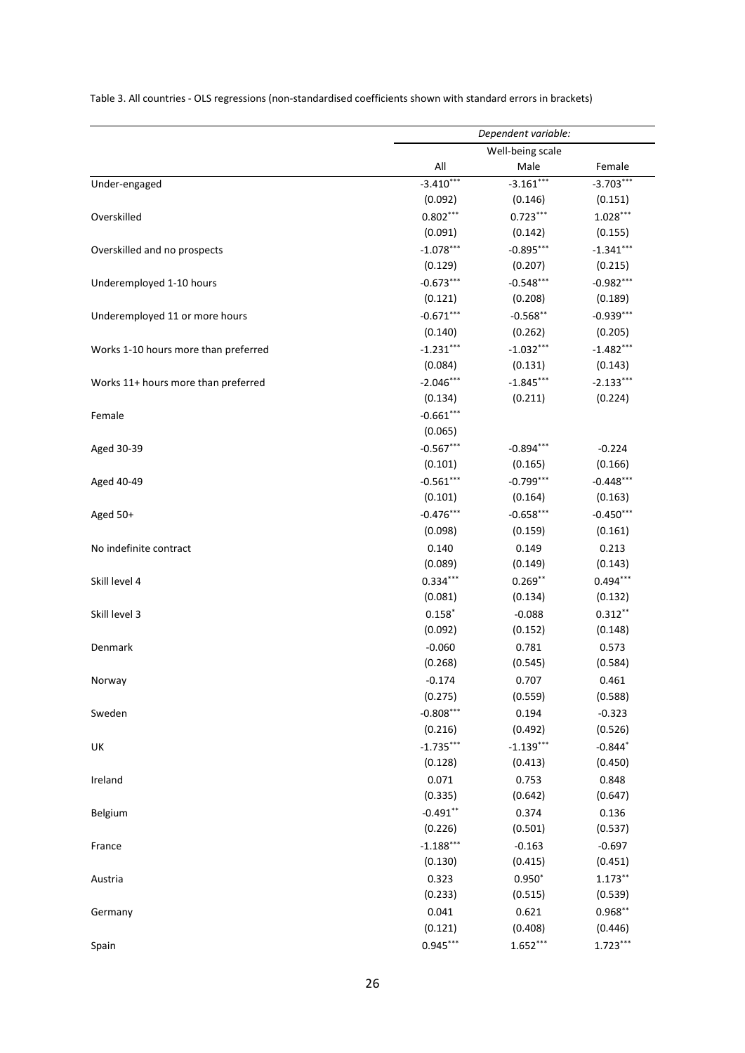Table 3. All countries - OLS regressions (non-standardised coefficients shown with standard errors in brackets)

| | *Dependent variable:* | | |
|---|---|---|---|
| | Well-being scale | | |
| | All | Male | Female |
| Under-engaged | -3.410*** | -3.161*** | -3.703*** |
| | (0.092) | (0.146) | (0.151) |
| Overskilled | 0.802*** | 0.723*** | 1.028*** |
| | (0.091) | (0.142) | (0.155) |
| Overskilled and no prospects | -1.078*** | -0.895*** | -1.341*** |
| | (0.129) | (0.207) | (0.215) |
| Underemployed 1-10 hours | -0.673*** | -0.548*** | -0.982*** |
| | (0.121) | (0.208) | (0.189) |
| Underemployed 11 or more hours | -0.671*** | -0.568** | -0.939*** |
| | (0.140) | (0.262) | (0.205) |
| Works 1-10 hours more than preferred | -1.231*** | -1.032*** | -1.482*** |
| | (0.084) | (0.131) | (0.143) |
| Works 11+ hours more than preferred | -2.046*** | -1.845*** | -2.133*** |
| | (0.134) | (0.211) | (0.224) |
| Female | -0.661*** | | |
| | (0.065) | | |
| Aged 30-39 | -0.567*** | -0.894*** | -0.224 |
| | (0.101) | (0.165) | (0.166) |
| Aged 40-49 | -0.561*** | -0.799*** | -0.448*** |
| | (0.101) | (0.164) | (0.163) |
| Aged 50+ | -0.476*** | -0.658*** | -0.450*** |
| | (0.098) | (0.159) | (0.161) |
| No indefinite contract | 0.140 | 0.149 | 0.213 |
| | (0.089) | (0.149) | (0.143) |
| Skill level 4 | 0.334*** | 0.269** | 0.494*** |
| | (0.081) | (0.134) | (0.132) |
| Skill level 3 | 0.158* | -0.088 | 0.312** |
| | (0.092) | (0.152) | (0.148) |
| Denmark | -0.060 | 0.781 | 0.573 |
| | (0.268) | (0.545) | (0.584) |
| Norway | -0.174 | 0.707 | 0.461 |
| | (0.275) | (0.559) | (0.588) |
| Sweden | -0.808*** | 0.194 | -0.323 |
| | (0.216) | (0.492) | (0.526) |
| UK | -1.735*** | -1.139*** | -0.844* |
| | (0.128) | (0.413) | (0.450) |
| Ireland | 0.071 | 0.753 | 0.848 |
| | (0.335) | (0.642) | (0.647) |
| Belgium | -0.491** | 0.374 | 0.136 |
| | (0.226) | (0.501) | (0.537) |
| France | -1.188*** | -0.163 | -0.697 |
| | (0.130) | (0.415) | (0.451) |
| Austria | 0.323 | 0.950* | 1.173** |
| | (0.233) | (0.515) | (0.539) |
| Germany | 0.041 | 0.621 | 0.968** |
| | (0.121) | (0.408) | (0.446) |
| Spain | 0.945*** | 1.652*** | 1.723*** |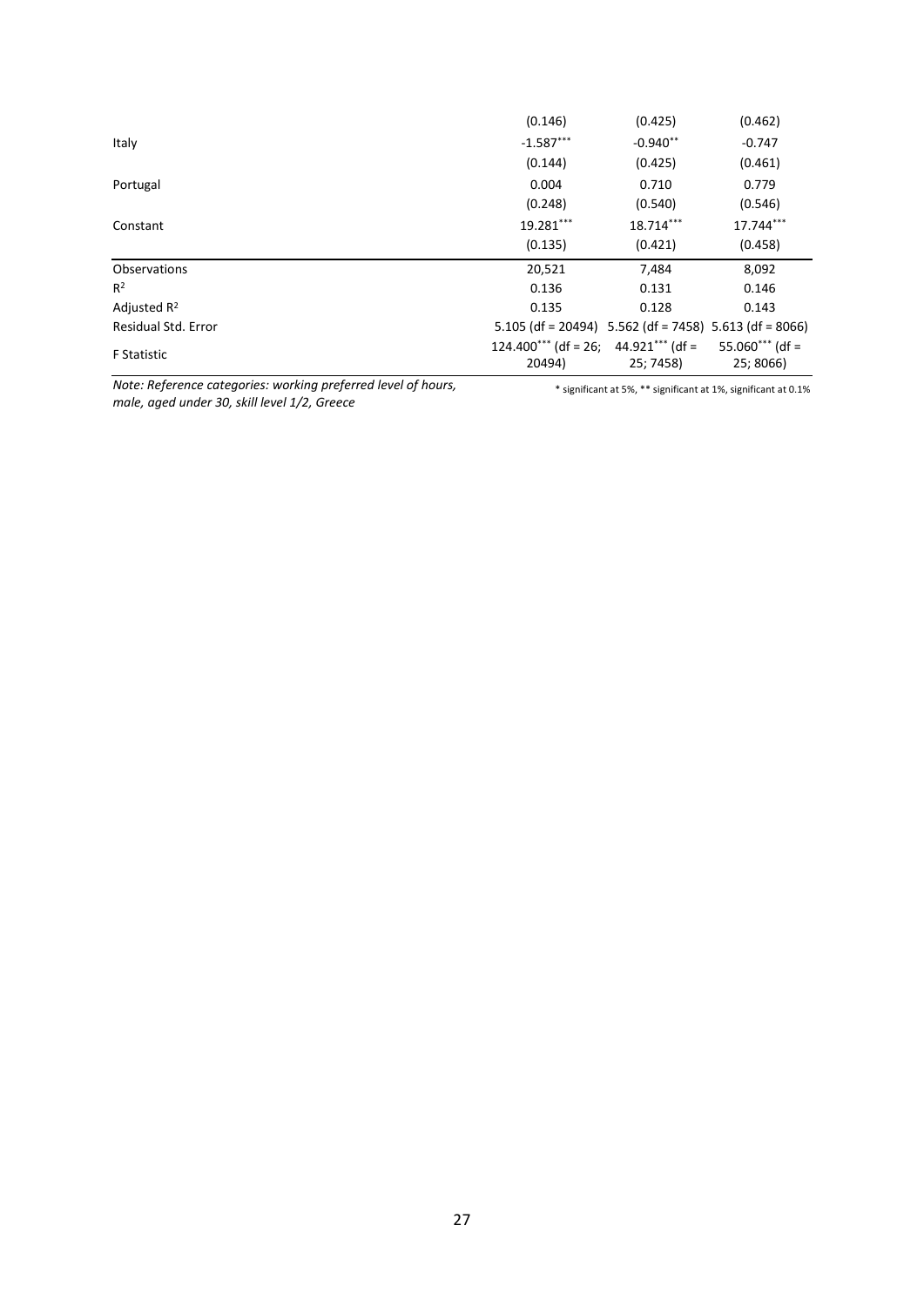| | | | |
|---|---|---|---|
| | (0.146) | (0.425) | (0.462) |
| Italy | -1.587*** | -0.940** | -0.747 |
| | (0.144) | (0.425) | (0.461) |
| Portugal | 0.004 | 0.710 | 0.779 |
| | (0.248) | (0.540) | (0.546) |
| Constant | 19.281*** | 18.714*** | 17.744*** |
| | (0.135) | (0.421) | (0.458) |
| Observations | 20,521 | 7,484 | 8,092 |
| $R^2$ | 0.136 | 0.131 | 0.146 |
| Adjusted $R^2$ | 0.135 | 0.128 | 0.143 |
| Residual Std. Error | 5.105 (df = 20494) | 5.562 (df = 7458) | 5.613 (df = 8066) |
| F Statistic | 124.400*** (df = 26; 20494) | 44.921*** (df = 25; 7458) | 55.060*** (df = 25; 8066) |

*Note: Reference categories: working preferred level of hours, male, aged under 30, skill level 1/2, Greece*

\* significant at 5%, \*\* significant at 1%, significant at 0.1%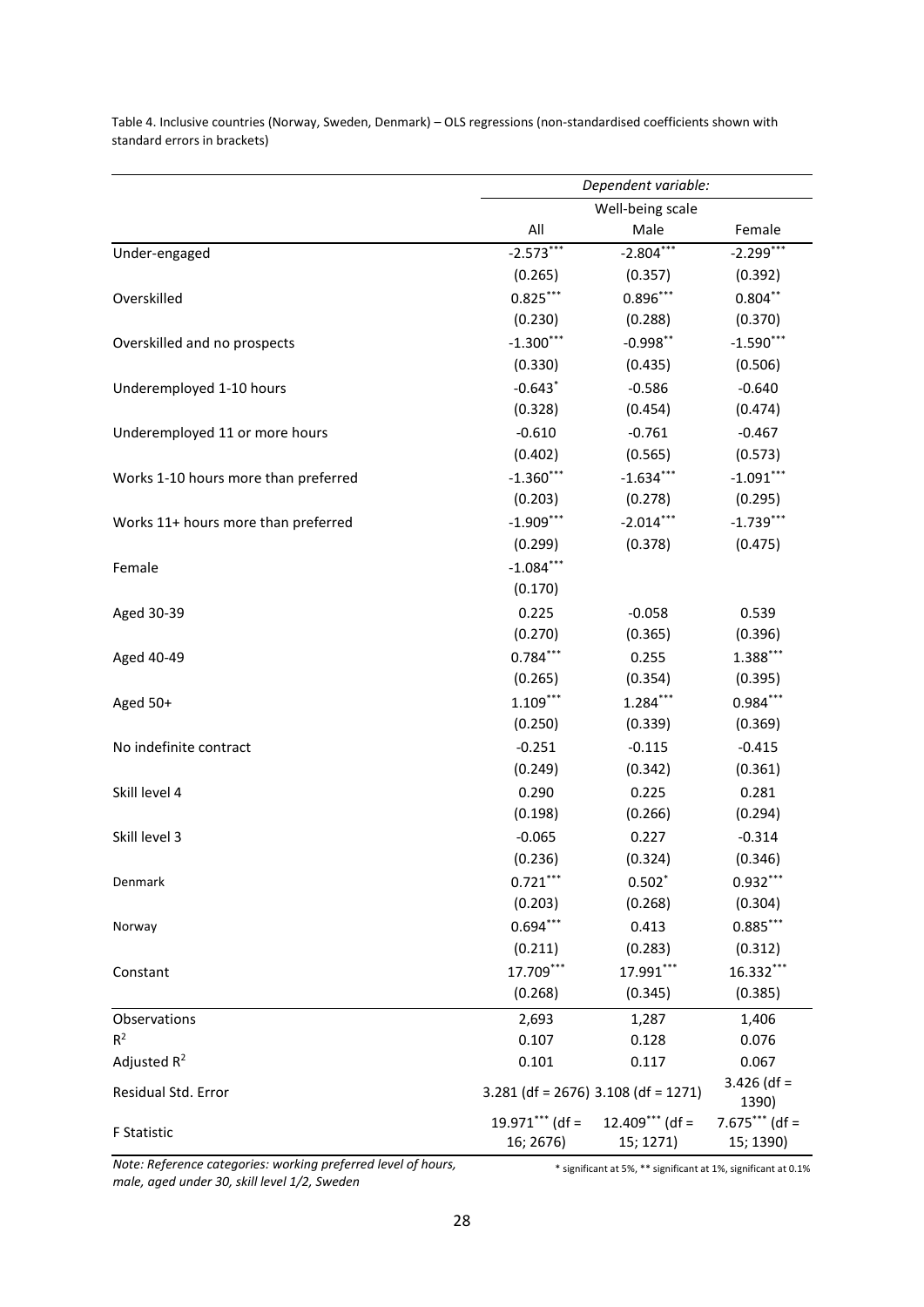Table 4. Inclusive countries (Norway, Sweden, Denmark) – OLS regressions (non-standardised coefficients shown with standard errors in brackets)

| | *Dependent variable:* | | |
|---|---|---|---|
| | Well-being scale | | |
| | All | Male | Female |
| Under-engaged | -2.573*** | -2.804*** | -2.299*** |
| | (0.265) | (0.357) | (0.392) |
| Overskilled | 0.825*** | 0.896*** | 0.804** |
| | (0.230) | (0.288) | (0.370) |
| Overskilled and no prospects | -1.300*** | -0.998** | -1.590*** |
| | (0.330) | (0.435) | (0.506) |
| Underemployed 1-10 hours | -0.643* | -0.586 | -0.640 |
| | (0.328) | (0.454) | (0.474) |
| Underemployed 11 or more hours | -0.610 | -0.761 | -0.467 |
| | (0.402) | (0.565) | (0.573) |
| Works 1-10 hours more than preferred | -1.360*** | -1.634*** | -1.091*** |
| | (0.203) | (0.278) | (0.295) |
| Works 11+ hours more than preferred | -1.909*** | -2.014*** | -1.739*** |
| | (0.299) | (0.378) | (0.475) |
| Female | -1.084*** | | |
| | (0.170) | | |
| Aged 30-39 | 0.225 | -0.058 | 0.539 |
| | (0.270) | (0.365) | (0.396) |
| Aged 40-49 | 0.784*** | 0.255 | 1.388*** |
| | (0.265) | (0.354) | (0.395) |
| Aged 50+ | 1.109*** | 1.284*** | 0.984*** |
| | (0.250) | (0.339) | (0.369) |
| No indefinite contract | -0.251 | -0.115 | -0.415 |
| | (0.249) | (0.342) | (0.361) |
| Skill level 4 | 0.290 | 0.225 | 0.281 |
| | (0.198) | (0.266) | (0.294) |
| Skill level 3 | -0.065 | 0.227 | -0.314 |
| | (0.236) | (0.324) | (0.346) |
| Denmark | 0.721*** | 0.502* | 0.932*** |
| | (0.203) | (0.268) | (0.304) |
| Norway | 0.694*** | 0.413 | 0.885*** |
| | (0.211) | (0.283) | (0.312) |
| Constant | 17.709*** | 17.991*** | 16.332*** |
| | (0.268) | (0.345) | (0.385) |
| Observations | 2,693 | 1,287 | 1,406 |
| $R^2$ | 0.107 | 0.128 | 0.076 |
| Adjusted $R^2$ | 0.101 | 0.117 | 0.067 |
| Residual Std. Error | 3.281 (df = 2676) | 3.108 (df = 1271) | 3.426 (df = 1390) |
| F Statistic | 19.971*** (df = 16; 2676) | 12.409*** (df = 15; 1271) | 7.675*** (df = 15; 1390) |

*Note: Reference categories: working preferred level of hours, male, aged under 30, skill level 1/2, Sweden*

\* significant at 5%, ** significant at 1%, significant at 0.1%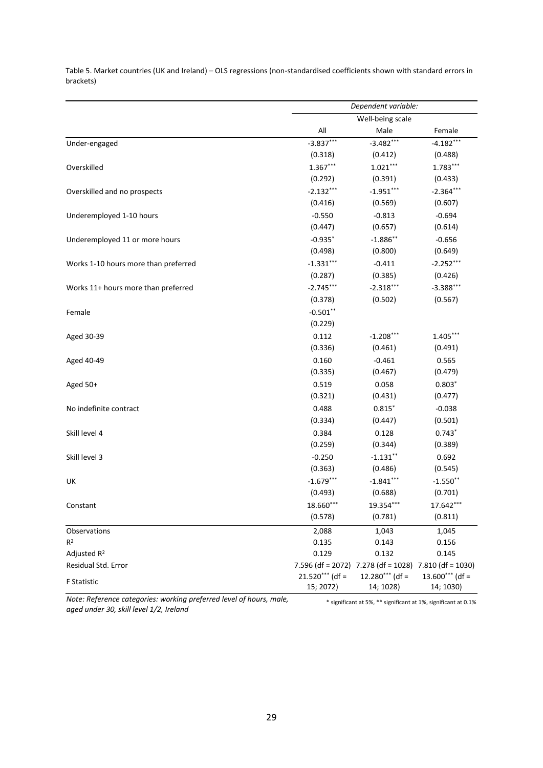Table 5. Market countries (UK and Ireland) – OLS regressions (non-standardised coefficients shown with standard errors in brackets)

| | *Dependent variable:* | | |
|---|---|---|---|
| | Well-being scale | | |
| | All | Male | Female |
| Under-engaged | -3.837*** | -3.482*** | -4.182*** |
| | (0.318) | (0.412) | (0.488) |
| Overskilled | 1.367*** | 1.021*** | 1.783*** |
| | (0.292) | (0.391) | (0.433) |
| Overskilled and no prospects | -2.132*** | -1.951*** | -2.364*** |
| | (0.416) | (0.569) | (0.607) |
| Underemployed 1-10 hours | -0.550 | -0.813 | -0.694 |
| | (0.447) | (0.657) | (0.614) |
| Underemployed 11 or more hours | -0.935* | -1.886** | -0.656 |
| | (0.498) | (0.800) | (0.649) |
| Works 1-10 hours more than preferred | -1.331*** | -0.411 | -2.252*** |
| | (0.287) | (0.385) | (0.426) |
| Works 11+ hours more than preferred | -2.745*** | -2.318*** | -3.388*** |
| | (0.378) | (0.502) | (0.567) |
| Female | -0.501** | | |
| | (0.229) | | |
| Aged 30-39 | 0.112 | -1.208*** | 1.405*** |
| | (0.336) | (0.461) | (0.491) |
| Aged 40-49 | 0.160 | -0.461 | 0.565 |
| | (0.335) | (0.467) | (0.479) |
| Aged 50+ | 0.519 | 0.058 | 0.803* |
| | (0.321) | (0.431) | (0.477) |
| No indefinite contract | 0.488 | 0.815* | -0.038 |
| | (0.334) | (0.447) | (0.501) |
| Skill level 4 | 0.384 | 0.128 | 0.743* |
| | (0.259) | (0.344) | (0.389) |
| Skill level 3 | -0.250 | -1.131** | 0.692 |
| | (0.363) | (0.486) | (0.545) |
| UK | -1.679*** | -1.841*** | -1.550** |
| | (0.493) | (0.688) | (0.701) |
| Constant | 18.660*** | 19.354*** | 17.642*** |
| | (0.578) | (0.781) | (0.811) |
| Observations | 2,088 | 1,043 | 1,045 |
| $R^2$ | 0.135 | 0.143 | 0.156 |
| Adjusted $R^2$ | 0.129 | 0.132 | 0.145 |
| Residual Std. Error | 7.596 (df = 2072) | 7.278 (df = 1028) | 7.810 (df = 1030) |
| F Statistic | 21.520*** (df = 15; 2072) | 12.280*** (df = 14; 1028) | 13.600*** (df = 14; 1030) |

*Note: Reference categories: working preferred level of hours, male, aged under 30, skill level 1/2, Ireland*

* significant at 5%, ** significant at 1%, significant at 0.1%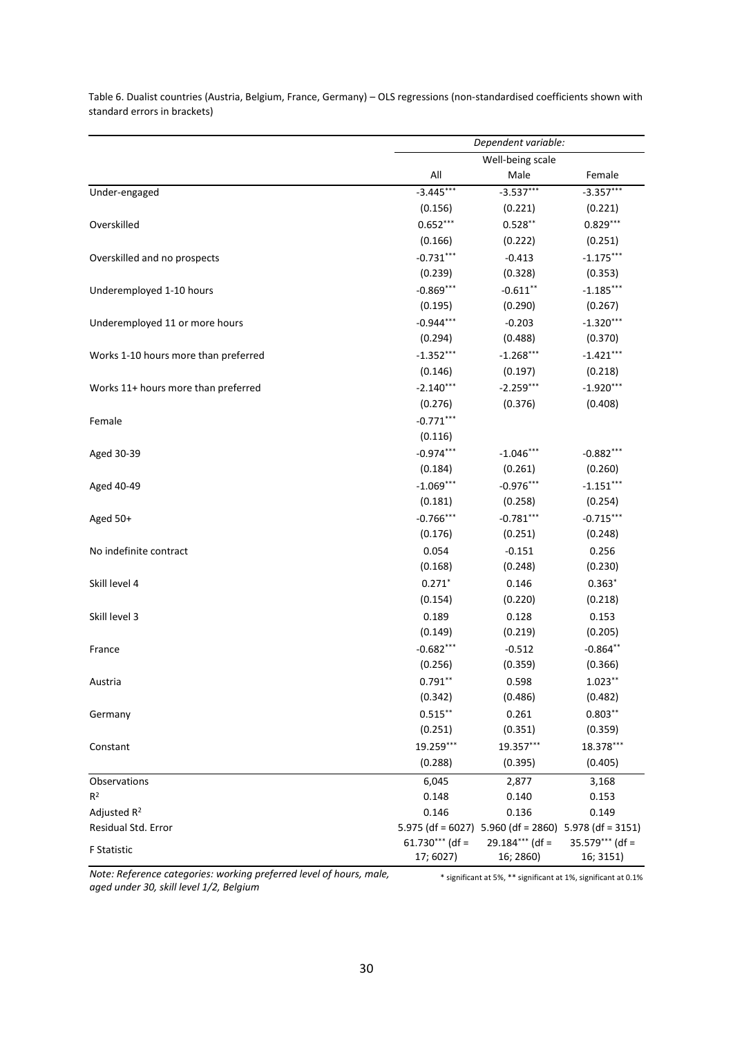Table 6. Dualist countries (Austria, Belgium, France, Germany) – OLS regressions (non-standardised coefficients shown with standard errors in brackets)

| | *Dependent variable:* | | |
|---|---|---|---|
| | Well-being scale | | |
| | All | Male | Female |
| Under-engaged | -3.445*** | -3.537*** | -3.357*** |
| | (0.156) | (0.221) | (0.221) |
| Overskilled | 0.652*** | 0.528** | 0.829*** |
| | (0.166) | (0.222) | (0.251) |
| Overskilled and no prospects | -0.731*** | -0.413 | -1.175*** |
| | (0.239) | (0.328) | (0.353) |
| Underemployed 1-10 hours | -0.869*** | -0.611** | -1.185*** |
| | (0.195) | (0.290) | (0.267) |
| Underemployed 11 or more hours | -0.944*** | -0.203 | -1.320*** |
| | (0.294) | (0.488) | (0.370) |
| Works 1-10 hours more than preferred | -1.352*** | -1.268*** | -1.421*** |
| | (0.146) | (0.197) | (0.218) |
| Works 11+ hours more than preferred | -2.140*** | -2.259*** | -1.920*** |
| | (0.276) | (0.376) | (0.408) |
| Female | -0.771*** | | |
| | (0.116) | | |
| Aged 30-39 | -0.974*** | -1.046*** | -0.882*** |
| | (0.184) | (0.261) | (0.260) |
| Aged 40-49 | -1.069*** | -0.976*** | -1.151*** |
| | (0.181) | (0.258) | (0.254) |
| Aged 50+ | -0.766*** | -0.781*** | -0.715*** |
| | (0.176) | (0.251) | (0.248) |
| No indefinite contract | 0.054 | -0.151 | 0.256 |
| | (0.168) | (0.248) | (0.230) |
| Skill level 4 | 0.271* | 0.146 | 0.363* |
| | (0.154) | (0.220) | (0.218) |
| Skill level 3 | 0.189 | 0.128 | 0.153 |
| | (0.149) | (0.219) | (0.205) |
| France | -0.682*** | -0.512 | -0.864** |
| | (0.256) | (0.359) | (0.366) |
| Austria | 0.791** | 0.598 | 1.023** |
| | (0.342) | (0.486) | (0.482) |
| Germany | 0.515** | 0.261 | 0.803** |
| | (0.251) | (0.351) | (0.359) |
| Constant | 19.259*** | 19.357*** | 18.378*** |
| | (0.288) | (0.395) | (0.405) |
| Observations | 6,045 | 2,877 | 3,168 |
| $R^2$ | 0.148 | 0.140 | 0.153 |
| Adjusted $R^2$ | 0.146 | 0.136 | 0.149 |
| Residual Std. Error | 5.975 (df = 6027) | 5.960 (df = 2860) | 5.978 (df = 3151) |
| F Statistic | 61.730*** (df = 17; 6027) | 29.184*** (df = 16; 2860) | 35.579*** (df = 16; 3151) |

*Note: Reference categories: working preferred level of hours, male, aged under 30, skill level 1/2, Belgium*

\* significant at 5%, ** significant at 1%, significant at 0.1%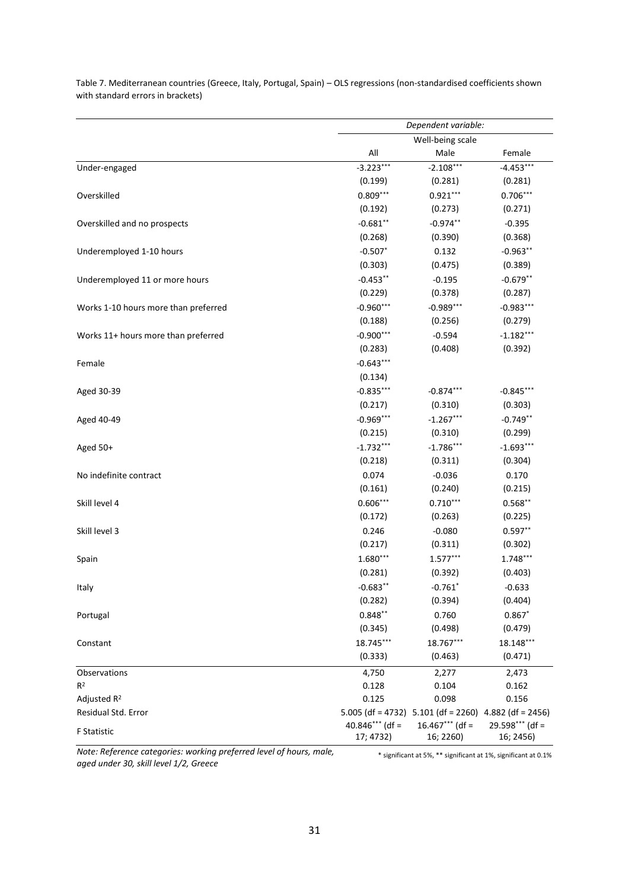Table 7. Mediterranean countries (Greece, Italy, Portugal, Spain) – OLS regressions (non-standardised coefficients shown with standard errors in brackets)

| | *Dependent variable:* | | |
|---|---|---|---|
| | Well-being scale | | |
| | All | Male | Female |
| Under-engaged | -3.223*** | -2.108*** | -4.453*** |
| | (0.199) | (0.281) | (0.281) |
| Overskilled | 0.809*** | 0.921*** | 0.706*** |
| | (0.192) | (0.273) | (0.271) |
| Overskilled and no prospects | -0.681** | -0.974** | -0.395 |
| | (0.268) | (0.390) | (0.368) |
| Underemployed 1-10 hours | -0.507* | 0.132 | -0.963** |
| | (0.303) | (0.475) | (0.389) |
| Underemployed 11 or more hours | -0.453** | -0.195 | -0.679** |
| | (0.229) | (0.378) | (0.287) |
| Works 1-10 hours more than preferred | -0.960*** | -0.989*** | -0.983*** |
| | (0.188) | (0.256) | (0.279) |
| Works 11+ hours more than preferred | -0.900*** | -0.594 | -1.182*** |
| | (0.283) | (0.408) | (0.392) |
| Female | -0.643*** | | |
| | (0.134) | | |
| Aged 30-39 | -0.835*** | -0.874*** | -0.845*** |
| | (0.217) | (0.310) | (0.303) |
| Aged 40-49 | -0.969*** | -1.267*** | -0.749** |
| | (0.215) | (0.310) | (0.299) |
| Aged 50+ | -1.732*** | -1.786*** | -1.693*** |
| | (0.218) | (0.311) | (0.304) |
| No indefinite contract | 0.074 | -0.036 | 0.170 |
| | (0.161) | (0.240) | (0.215) |
| Skill level 4 | 0.606*** | 0.710*** | 0.568** |
| | (0.172) | (0.263) | (0.225) |
| Skill level 3 | 0.246 | -0.080 | 0.597** |
| | (0.217) | (0.311) | (0.302) |
| Spain | 1.680*** | 1.577*** | 1.748*** |
| | (0.281) | (0.392) | (0.403) |
| Italy | -0.683** | -0.761* | -0.633 |
| | (0.282) | (0.394) | (0.404) |
| Portugal | 0.848** | 0.760 | 0.867* |
| | (0.345) | (0.498) | (0.479) |
| Constant | 18.745*** | 18.767*** | 18.148*** |
| | (0.333) | (0.463) | (0.471) |
| Observations | 4,750 | 2,277 | 2,473 |
| $R^2$ | 0.128 | 0.104 | 0.162 |
| Adjusted $R^2$ | 0.125 | 0.098 | 0.156 |
| Residual Std. Error | 5.005 (df = 4732) | 5.101 (df = 2260) | 4.882 (df = 2456) |
| F Statistic | 40.846*** (df = 17; 4732) | 16.467*** (df = 16; 2260) | 29.598*** (df = 16; 2456) |

*Note: Reference categories: working preferred level of hours, male, aged under 30, skill level 1/2, Greece*

* significant at 5%, ** significant at 1%, significant at 0.1%